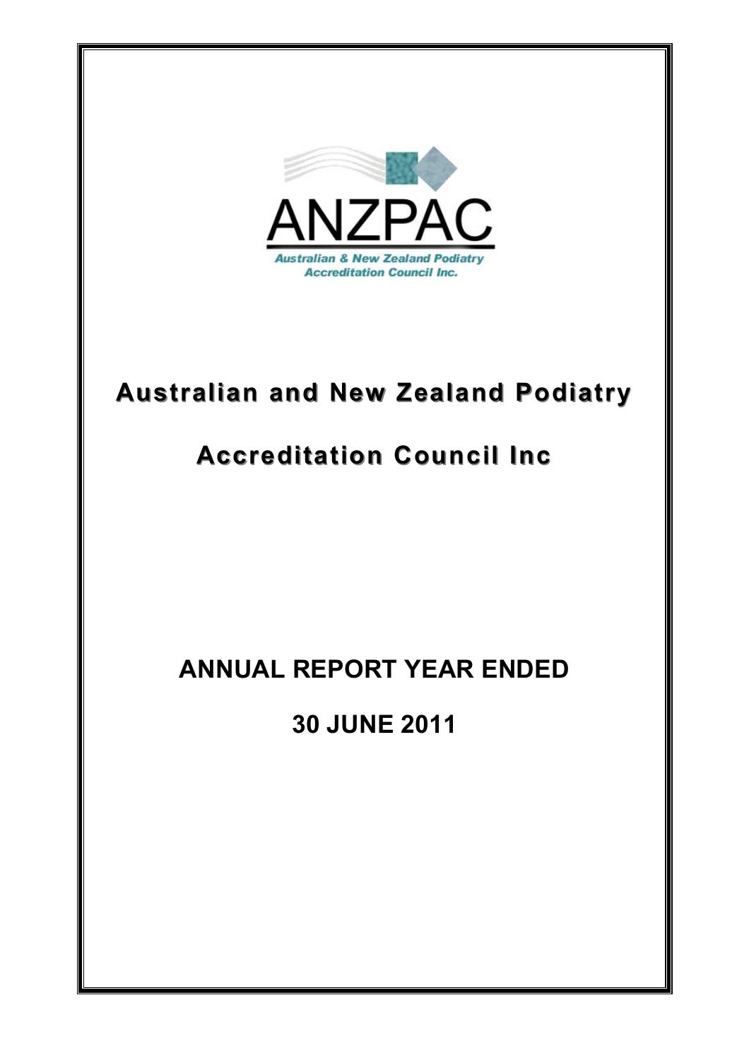ANZPAC

Australian & New Zealand Podiatry Accreditation Council Inc.

# Australian and New Zealand Podiatry Accreditation Council Inc

## ANNUAL REPORT YEAR ENDED 30 JUNE 2011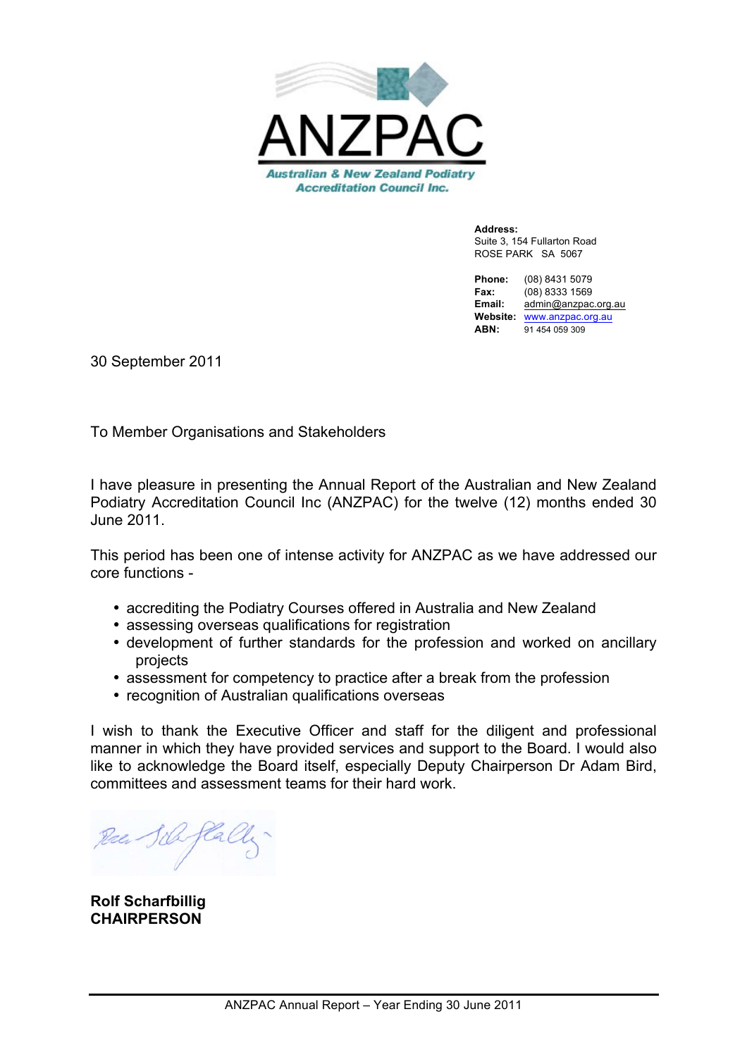# ANZPAC

**Australian & New Zealand Podiatry Accreditation Council Inc.**

**Address:**
Suite 3, 154 Fullarton Road
ROSE PARK SA 5067

**Phone:** (08) 8431 5079
**Fax:** (08) 8333 1569
**Email:** admin@anzpac.org.au
**Website:** www.anzpac.org.au
**ABN:** 91 454 059 309

30 September 2011

To Member Organisations and Stakeholders

I have pleasure in presenting the Annual Report of the Australian and New Zealand Podiatry Accreditation Council Inc (ANZPAC) for the twelve (12) months ended 30 June 2011.

This period has been one of intense activity for ANZPAC as we have addressed our core functions -

- accrediting the Podiatry Courses offered in Australia and New Zealand
- assessing overseas qualifications for registration
- development of further standards for the profession and worked on ancillary projects
- assessment for competency to practice after a break from the profession
- recognition of Australian qualifications overseas

I wish to thank the Executive Officer and staff for the diligent and professional manner in which they have provided services and support to the Board. I would also like to acknowledge the Board itself, especially Deputy Chairperson Dr Adam Bird, committees and assessment teams for their hard work.

**Rolf Scharfbillig**
**CHAIRPERSON**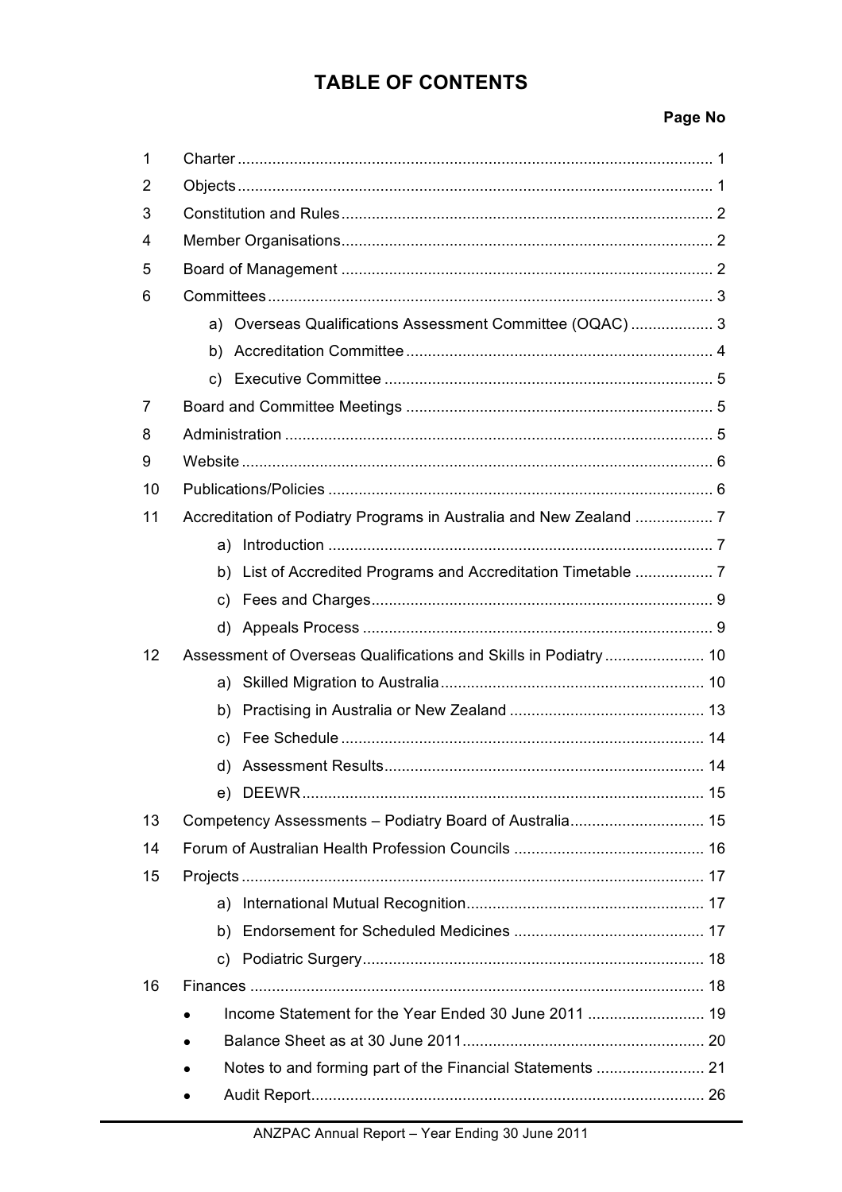# TABLE OF CONTENTS

| | | Page No |
|---|---|---|
| 1 | Charter | 1 |
| 2 | Objects | 1 |
| 3 | Constitution and Rules | 2 |
| 4 | Member Organisations | 2 |
| 5 | Board of Management | 2 |
| 6 | Committees | 3 |
| | a) Overseas Qualifications Assessment Committee (OQAC) | 3 |
| | b) Accreditation Committee | 4 |
| | c) Executive Committee | 5 |
| 7 | Board and Committee Meetings | 5 |
| 8 | Administration | 5 |
| 9 | Website | 6 |
| 10 | Publications/Policies | 6 |
| 11 | Accreditation of Podiatry Programs in Australia and New Zealand | 7 |
| | a) Introduction | 7 |
| | b) List of Accredited Programs and Accreditation Timetable | 7 |
| | c) Fees and Charges | 9 |
| | d) Appeals Process | 9 |
| 12 | Assessment of Overseas Qualifications and Skills in Podiatry | 10 |
| | a) Skilled Migration to Australia | 10 |
| | b) Practising in Australia or New Zealand | 13 |
| | c) Fee Schedule | 14 |
| | d) Assessment Results | 14 |
| | e) DEEWR | 15 |
| 13 | Competency Assessments – Podiatry Board of Australia | 15 |
| 14 | Forum of Australian Health Profession Councils | 16 |
| 15 | Projects | 17 |
| | a) International Mutual Recognition | 17 |
| | b) Endorsement for Scheduled Medicines | 17 |
| | c) Podiatric Surgery | 18 |
| 16 | Finances | 18 |
| | • Income Statement for the Year Ended 30 June 2011 | 19 |
| | • Balance Sheet as at 30 June 2011 | 20 |
| | • Notes to and forming part of the Financial Statements | 21 |
| | • Audit Report | 26 |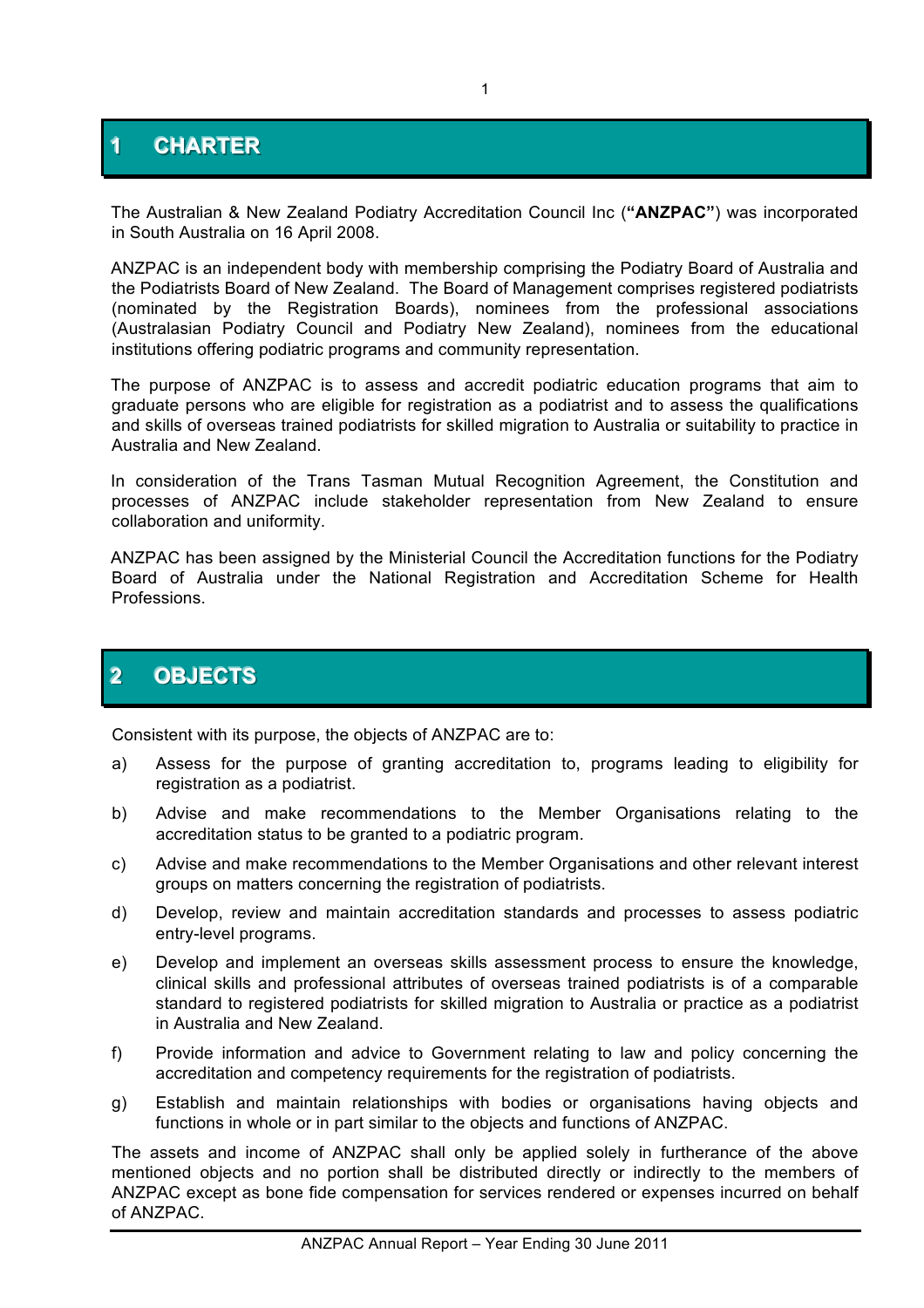# 1 CHARTER

The Australian & New Zealand Podiatry Accreditation Council Inc (**"ANZPAC"**) was incorporated in South Australia on 16 April 2008.

ANZPAC is an independent body with membership comprising the Podiatry Board of Australia and the Podiatrists Board of New Zealand. The Board of Management comprises registered podiatrists (nominated by the Registration Boards), nominees from the professional associations (Australasian Podiatry Council and Podiatry New Zealand), nominees from the educational institutions offering podiatric programs and community representation.

The purpose of ANZPAC is to assess and accredit podiatric education programs that aim to graduate persons who are eligible for registration as a podiatrist and to assess the qualifications and skills of overseas trained podiatrists for skilled migration to Australia or suitability to practice in Australia and New Zealand.

In consideration of the Trans Tasman Mutual Recognition Agreement, the Constitution and processes of ANZPAC include stakeholder representation from New Zealand to ensure collaboration and uniformity.

ANZPAC has been assigned by the Ministerial Council the Accreditation functions for the Podiatry Board of Australia under the National Registration and Accreditation Scheme for Health Professions.

# 2 OBJECTS

Consistent with its purpose, the objects of ANZPAC are to:

a) Assess for the purpose of granting accreditation to, programs leading to eligibility for registration as a podiatrist.

b) Advise and make recommendations to the Member Organisations relating to the accreditation status to be granted to a podiatric program.

c) Advise and make recommendations to the Member Organisations and other relevant interest groups on matters concerning the registration of podiatrists.

d) Develop, review and maintain accreditation standards and processes to assess podiatric entry-level programs.

e) Develop and implement an overseas skills assessment process to ensure the knowledge, clinical skills and professional attributes of overseas trained podiatrists is of a comparable standard to registered podiatrists for skilled migration to Australia or practice as a podiatrist in Australia and New Zealand.

f) Provide information and advice to Government relating to law and policy concerning the accreditation and competency requirements for the registration of podiatrists.

g) Establish and maintain relationships with bodies or organisations having objects and functions in whole or in part similar to the objects and functions of ANZPAC.

The assets and income of ANZPAC shall only be applied solely in furtherance of the above mentioned objects and no portion shall be distributed directly or indirectly to the members of ANZPAC except as bone fide compensation for services rendered or expenses incurred on behalf of ANZPAC.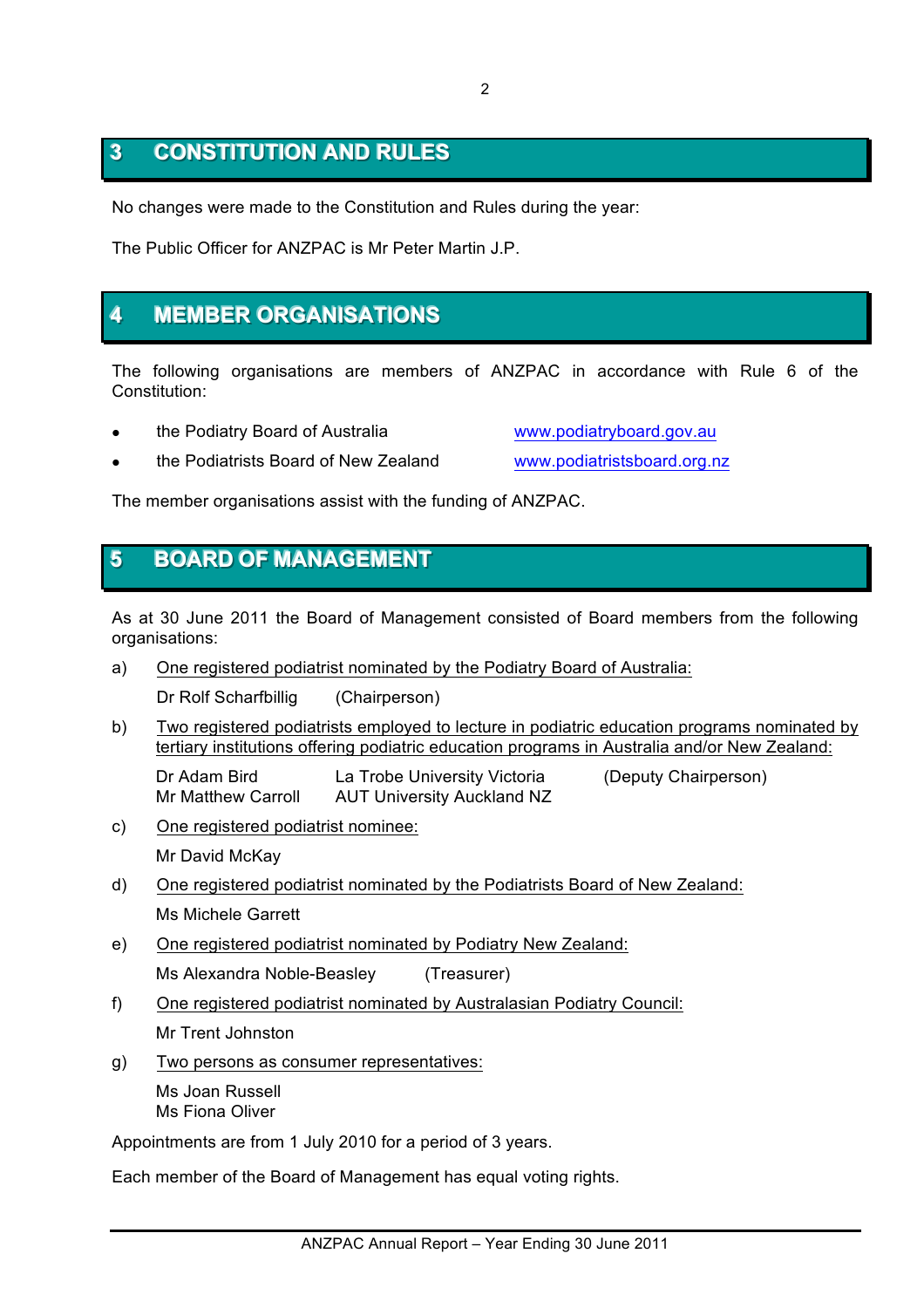## 3 CONSTITUTION AND RULES

No changes were made to the Constitution and Rules during the year:

The Public Officer for ANZPAC is Mr Peter Martin J.P.

## 4 MEMBER ORGANISATIONS

The following organisations are members of ANZPAC in accordance with Rule 6 of the Constitution:

- the Podiatry Board of Australia — www.podiatryboard.gov.au
- the Podiatrists Board of New Zealand — www.podiatristsboard.org.nz

The member organisations assist with the funding of ANZPAC.

## 5 BOARD OF MANAGEMENT

As at 30 June 2011 the Board of Management consisted of Board members from the following organisations:

a) One registered podiatrist nominated by the Podiatry Board of Australia:

   Dr Rolf Scharfbillig (Chairperson)

b) Two registered podiatrists employed to lecture in podiatric education programs nominated by tertiary institutions offering podiatric education programs in Australia and/or New Zealand:

   Dr Adam Bird — La Trobe University Victoria (Deputy Chairperson)
   Mr Matthew Carroll — AUT University Auckland NZ

c) One registered podiatrist nominee:

   Mr David McKay

d) One registered podiatrist nominated by the Podiatrists Board of New Zealand:

   Ms Michele Garrett

e) One registered podiatrist nominated by Podiatry New Zealand:

   Ms Alexandra Noble-Beasley (Treasurer)

f) One registered podiatrist nominated by Australasian Podiatry Council:

   Mr Trent Johnston

g) Two persons as consumer representatives:

   Ms Joan Russell
   Ms Fiona Oliver

Appointments are from 1 July 2010 for a period of 3 years.

Each member of the Board of Management has equal voting rights.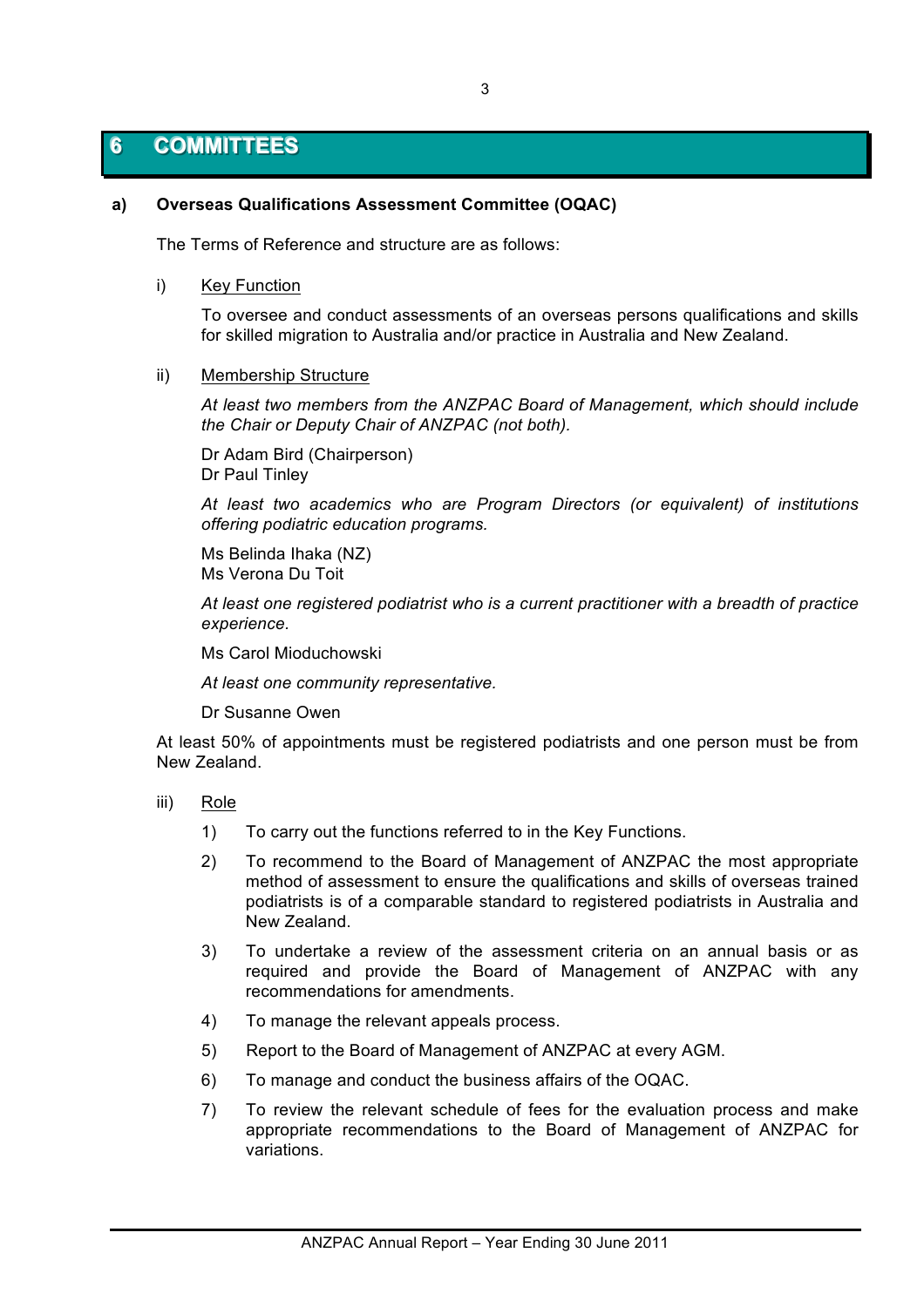# 6 COMMITTEES

## a) Overseas Qualifications Assessment Committee (OQAC)

The Terms of Reference and structure are as follows:

### i) Key Function

To oversee and conduct assessments of an overseas persons qualifications and skills for skilled migration to Australia and/or practice in Australia and New Zealand.

### ii) Membership Structure

*At least two members from the ANZPAC Board of Management, which should include the Chair or Deputy Chair of ANZPAC (not both).*

Dr Adam Bird (Chairperson)
Dr Paul Tinley

*At least two academics who are Program Directors (or equivalent) of institutions offering podiatric education programs.*

Ms Belinda Ihaka (NZ)
Ms Verona Du Toit

*At least one registered podiatrist who is a current practitioner with a breadth of practice experience.*

Ms Carol Mioduchowski

*At least one community representative.*

Dr Susanne Owen

At least 50% of appointments must be registered podiatrists and one person must be from New Zealand.

### iii) Role

1) To carry out the functions referred to in the Key Functions.
2) To recommend to the Board of Management of ANZPAC the most appropriate method of assessment to ensure the qualifications and skills of overseas trained podiatrists is of a comparable standard to registered podiatrists in Australia and New Zealand.
3) To undertake a review of the assessment criteria on an annual basis or as required and provide the Board of Management of ANZPAC with any recommendations for amendments.
4) To manage the relevant appeals process.
5) Report to the Board of Management of ANZPAC at every AGM.
6) To manage and conduct the business affairs of the OQAC.
7) To review the relevant schedule of fees for the evaluation process and make appropriate recommendations to the Board of Management of ANZPAC for variations.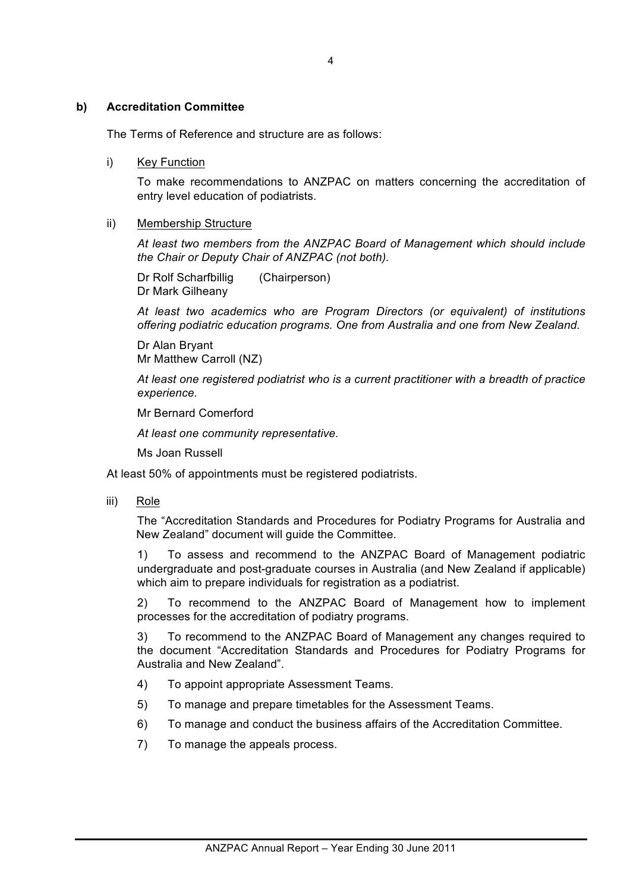**b) Accreditation Committee**

The Terms of Reference and structure are as follows:

i) Key Function

To make recommendations to ANZPAC on matters concerning the accreditation of entry level education of podiatrists.

ii) Membership Structure

*At least two members from the ANZPAC Board of Management which should include the Chair or Deputy Chair of ANZPAC (not both).*

Dr Rolf Scharfbillig (Chairperson)
Dr Mark Gilheany

*At least two academics who are Program Directors (or equivalent) of institutions offering podiatric education programs. One from Australia and one from New Zealand.*

Dr Alan Bryant
Mr Matthew Carroll (NZ)

*At least one registered podiatrist who is a current practitioner with a breadth of practice experience.*

Mr Bernard Comerford

*At least one community representative.*

Ms Joan Russell

At least 50% of appointments must be registered podiatrists.

iii) Role

The "Accreditation Standards and Procedures for Podiatry Programs for Australia and New Zealand" document will guide the Committee.

1) To assess and recommend to the ANZPAC Board of Management podiatric undergraduate and post-graduate courses in Australia (and New Zealand if applicable) which aim to prepare individuals for registration as a podiatrist.

2) To recommend to the ANZPAC Board of Management how to implement processes for the accreditation of podiatry programs.

3) To recommend to the ANZPAC Board of Management any changes required to the document "Accreditation Standards and Procedures for Podiatry Programs for Australia and New Zealand".

4) To appoint appropriate Assessment Teams.

5) To manage and prepare timetables for the Assessment Teams.

6) To manage and conduct the business affairs of the Accreditation Committee.

7) To manage the appeals process.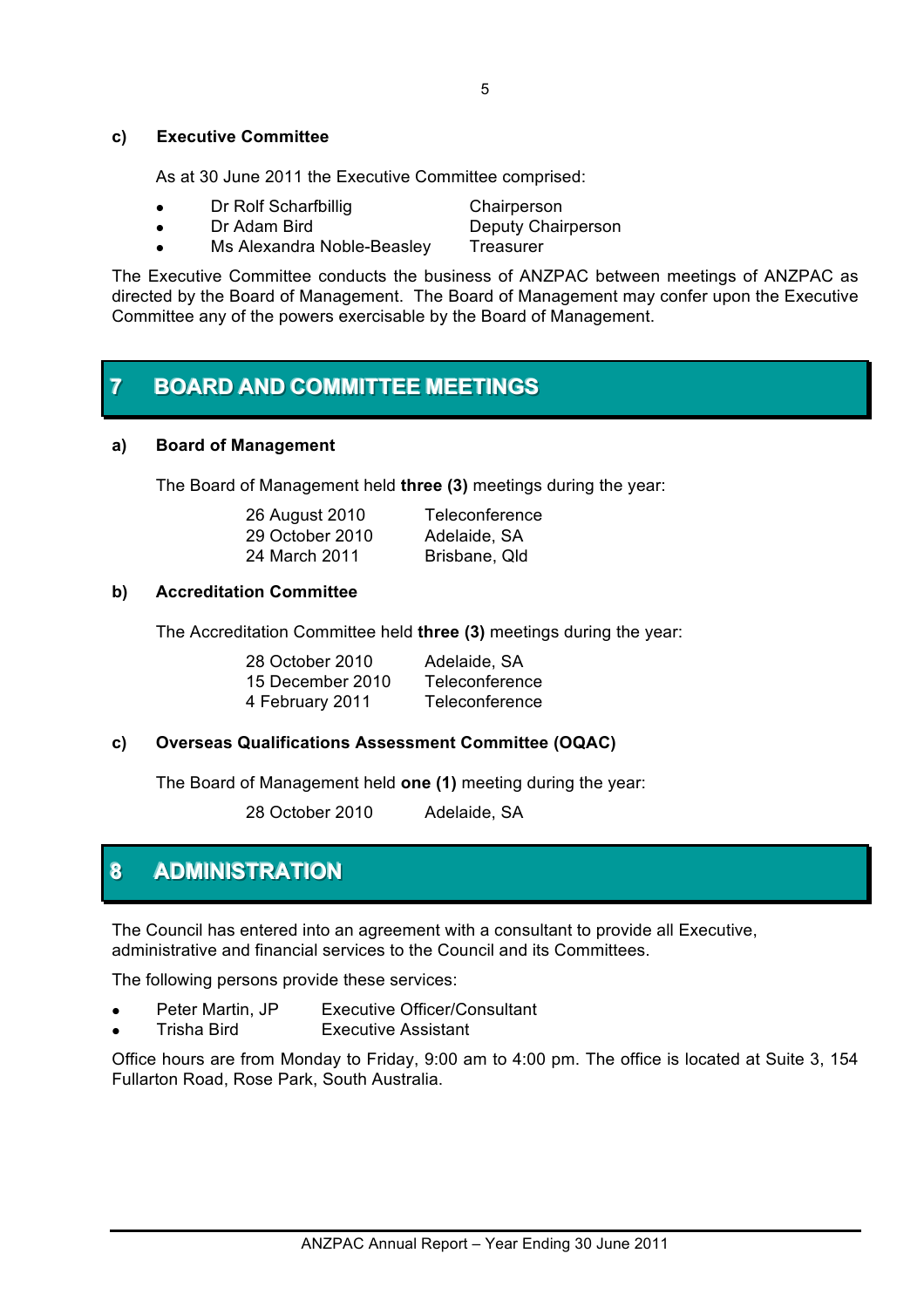#### c) Executive Committee

As at 30 June 2011 the Executive Committee comprised:

- Dr Rolf Scharfbillig — Chairperson
- Dr Adam Bird — Deputy Chairperson
- Ms Alexandra Noble-Beasley — Treasurer

The Executive Committee conducts the business of ANZPAC between meetings of ANZPAC as directed by the Board of Management. The Board of Management may confer upon the Executive Committee any of the powers exercisable by the Board of Management.

## 7 BOARD AND COMMITTEE MEETINGS

#### a) Board of Management

The Board of Management held **three (3)** meetings during the year:

| | |
|---|---|
| 26 August 2010 | Teleconference |
| 29 October 2010 | Adelaide, SA |
| 24 March 2011 | Brisbane, Qld |

#### b) Accreditation Committee

The Accreditation Committee held **three (3)** meetings during the year:

| | |
|---|---|
| 28 October 2010 | Adelaide, SA |
| 15 December 2010 | Teleconference |
| 4 February 2011 | Teleconference |

#### c) Overseas Qualifications Assessment Committee (OQAC)

The Board of Management held **one (1)** meeting during the year:

| | |
|---|---|
| 28 October 2010 | Adelaide, SA |

## 8 ADMINISTRATION

The Council has entered into an agreement with a consultant to provide all Executive, administrative and financial services to the Council and its Committees.

The following persons provide these services:

- Peter Martin, JP — Executive Officer/Consultant
- Trisha Bird — Executive Assistant

Office hours are from Monday to Friday, 9:00 am to 4:00 pm. The office is located at Suite 3, 154 Fullarton Road, Rose Park, South Australia.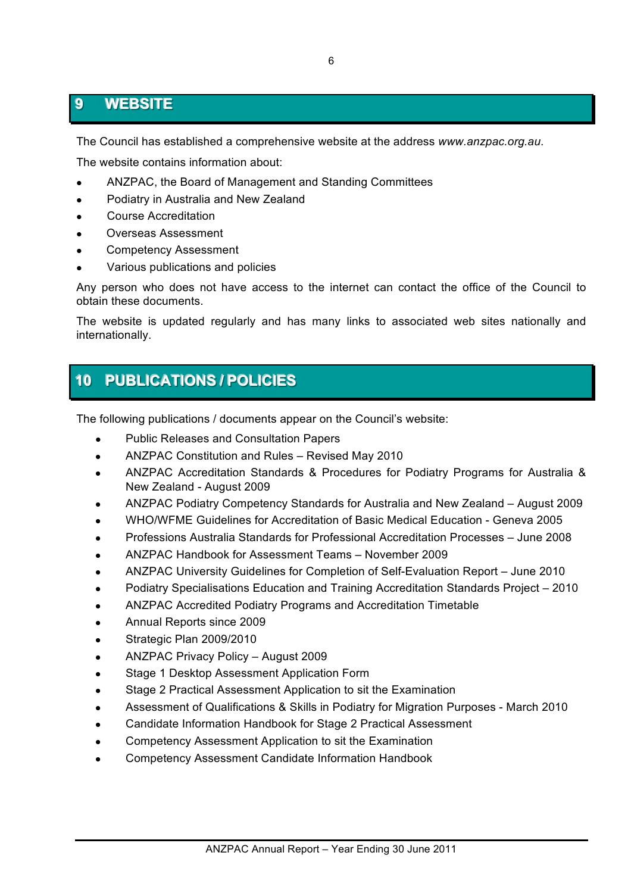## 9 WEBSITE

The Council has established a comprehensive website at the address *www.anzpac.org.au*.

The website contains information about:

- ANZPAC, the Board of Management and Standing Committees
- Podiatry in Australia and New Zealand
- Course Accreditation
- Overseas Assessment
- Competency Assessment
- Various publications and policies

Any person who does not have access to the internet can contact the office of the Council to obtain these documents.

The website is updated regularly and has many links to associated web sites nationally and internationally.

## 10 PUBLICATIONS / POLICIES

The following publications / documents appear on the Council's website:

- Public Releases and Consultation Papers
- ANZPAC Constitution and Rules – Revised May 2010
- ANZPAC Accreditation Standards & Procedures for Podiatry Programs for Australia & New Zealand - August 2009
- ANZPAC Podiatry Competency Standards for Australia and New Zealand – August 2009
- WHO/WFME Guidelines for Accreditation of Basic Medical Education - Geneva 2005
- Professions Australia Standards for Professional Accreditation Processes – June 2008
- ANZPAC Handbook for Assessment Teams – November 2009
- ANZPAC University Guidelines for Completion of Self-Evaluation Report – June 2010
- Podiatry Specialisations Education and Training Accreditation Standards Project – 2010
- ANZPAC Accredited Podiatry Programs and Accreditation Timetable
- Annual Reports since 2009
- Strategic Plan 2009/2010
- ANZPAC Privacy Policy – August 2009
- Stage 1 Desktop Assessment Application Form
- Stage 2 Practical Assessment Application to sit the Examination
- Assessment of Qualifications & Skills in Podiatry for Migration Purposes - March 2010
- Candidate Information Handbook for Stage 2 Practical Assessment
- Competency Assessment Application to sit the Examination
- Competency Assessment Candidate Information Handbook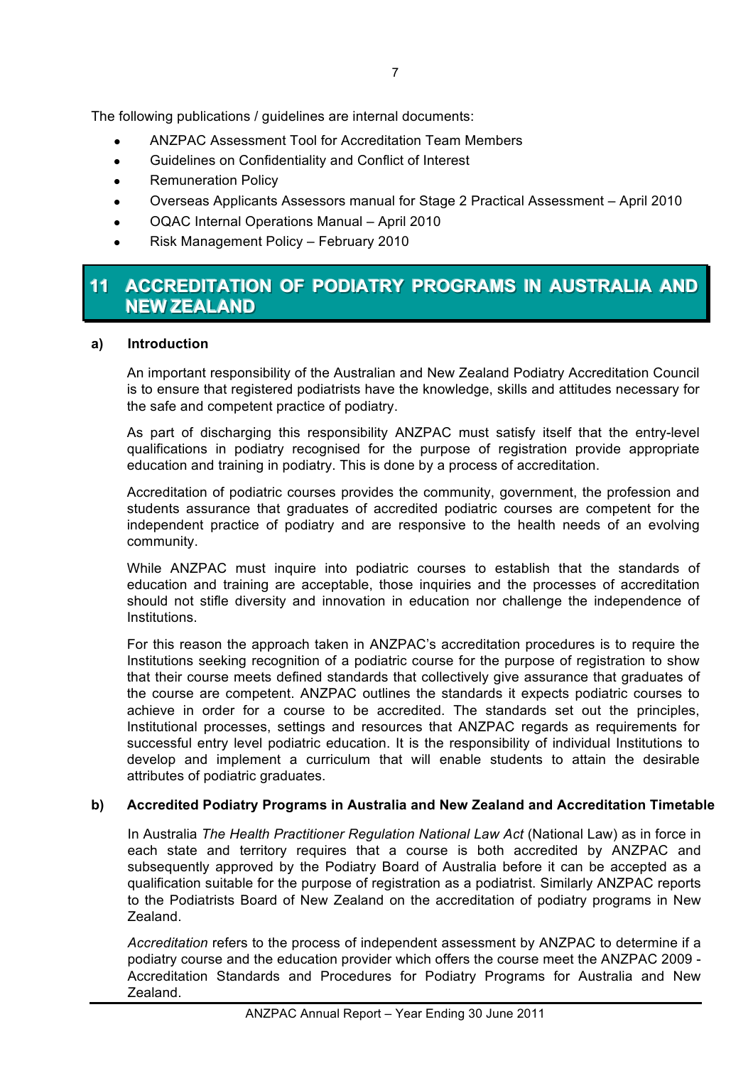The following publications / guidelines are internal documents:

- ANZPAC Assessment Tool for Accreditation Team Members
- Guidelines on Confidentiality and Conflict of Interest
- Remuneration Policy
- Overseas Applicants Assessors manual for Stage 2 Practical Assessment – April 2010
- OQAC Internal Operations Manual – April 2010
- Risk Management Policy – February 2010

# 11 ACCREDITATION OF PODIATRY PROGRAMS IN AUSTRALIA AND NEW ZEALAND

### a) Introduction

An important responsibility of the Australian and New Zealand Podiatry Accreditation Council is to ensure that registered podiatrists have the knowledge, skills and attitudes necessary for the safe and competent practice of podiatry.

As part of discharging this responsibility ANZPAC must satisfy itself that the entry-level qualifications in podiatry recognised for the purpose of registration provide appropriate education and training in podiatry. This is done by a process of accreditation.

Accreditation of podiatric courses provides the community, government, the profession and students assurance that graduates of accredited podiatric courses are competent for the independent practice of podiatry and are responsive to the health needs of an evolving community.

While ANZPAC must inquire into podiatric courses to establish that the standards of education and training are acceptable, those inquiries and the processes of accreditation should not stifle diversity and innovation in education nor challenge the independence of Institutions.

For this reason the approach taken in ANZPAC's accreditation procedures is to require the Institutions seeking recognition of a podiatric course for the purpose of registration to show that their course meets defined standards that collectively give assurance that graduates of the course are competent. ANZPAC outlines the standards it expects podiatric courses to achieve in order for a course to be accredited. The standards set out the principles, Institutional processes, settings and resources that ANZPAC regards as requirements for successful entry level podiatric education. It is the responsibility of individual Institutions to develop and implement a curriculum that will enable students to attain the desirable attributes of podiatric graduates.

### b) Accredited Podiatry Programs in Australia and New Zealand and Accreditation Timetable

In Australia *The Health Practitioner Regulation National Law Act* (National Law) as in force in each state and territory requires that a course is both accredited by ANZPAC and subsequently approved by the Podiatry Board of Australia before it can be accepted as a qualification suitable for the purpose of registration as a podiatrist. Similarly ANZPAC reports to the Podiatrists Board of New Zealand on the accreditation of podiatry programs in New Zealand.

*Accreditation* refers to the process of independent assessment by ANZPAC to determine if a podiatry course and the education provider which offers the course meet the ANZPAC 2009 - Accreditation Standards and Procedures for Podiatry Programs for Australia and New Zealand.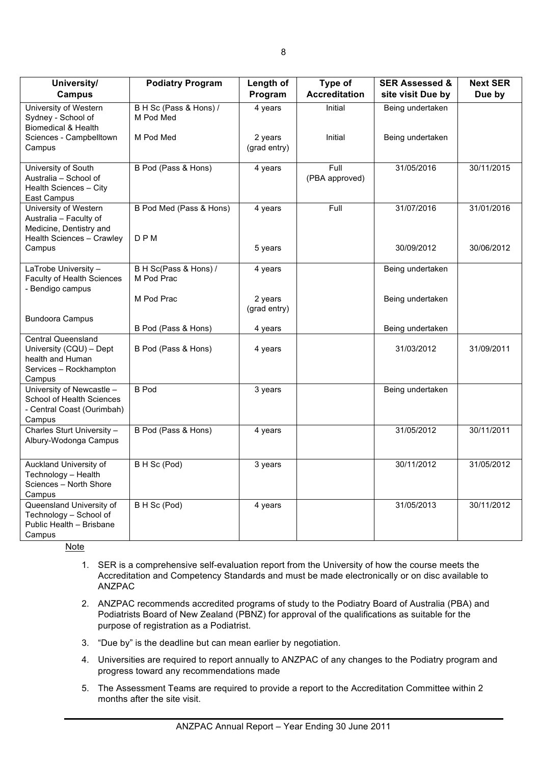| University/ Campus | Podiatry Program | Length of Program | Type of Accreditation | SER Assessed & site visit Due by | Next SER Due by |
|---|---|---|---|---|---|
| University of Western Sydney - School of Biomedical & Health Sciences - Campbelltown Campus | B H Sc (Pass & Hons) / M Pod Med | 4 years | Initial | Being undertaken | |
| | M Pod Med | 2 years (grad entry) | Initial | Being undertaken | |
| University of South Australia – School of Health Sciences – City East Campus | B Pod (Pass & Hons) | 4 years | Full (PBA approved) | 31/05/2016 | 30/11/2015 |
| University of Western Australia – Faculty of Medicine, Dentistry and Health Sciences – Crawley Campus | B Pod Med (Pass & Hons) | 4 years | Full | 31/07/2016 | 31/01/2016 |
| | D P M | 5 years | | 30/09/2012 | 30/06/2012 |
| LaTrobe University – Faculty of Health Sciences - Bendigo campus | B H Sc(Pass & Hons) / M Pod Prac | 4 years | | Being undertaken | |
| | M Pod Prac | 2 years (grad entry) | | Being undertaken | |
| Bundoora Campus | B Pod (Pass & Hons) | 4 years | | Being undertaken | |
| Central Queensland University (CQU) – Dept health and Human Services – Rockhampton Campus | B Pod (Pass & Hons) | 4 years | | 31/03/2012 | 31/09/2011 |
| University of Newcastle – School of Health Sciences - Central Coast (Ourimbah) Campus | B Pod | 3 years | | Being undertaken | |
| Charles Sturt University – Albury-Wodonga Campus | B Pod (Pass & Hons) | 4 years | | 31/05/2012 | 30/11/2011 |
| Auckland University of Technology – Health Sciences – North Shore Campus | B H Sc (Pod) | 3 years | | 30/11/2012 | 31/05/2012 |
| Queensland University of Technology – School of Public Health – Brisbane Campus | B H Sc (Pod) | 4 years | | 31/05/2013 | 30/11/2012 |

Note

1. SER is a comprehensive self-evaluation report from the University of how the course meets the Accreditation and Competency Standards and must be made electronically or on disc available to ANZPAC
2. ANZPAC recommends accredited programs of study to the Podiatry Board of Australia (PBA) and Podiatrists Board of New Zealand (PBNZ) for approval of the qualifications as suitable for the purpose of registration as a Podiatrist.
3. "Due by" is the deadline but can mean earlier by negotiation.
4. Universities are required to report annually to ANZPAC of any changes to the Podiatry program and progress toward any recommendations made
5. The Assessment Teams are required to provide a report to the Accreditation Committee within 2 months after the site visit.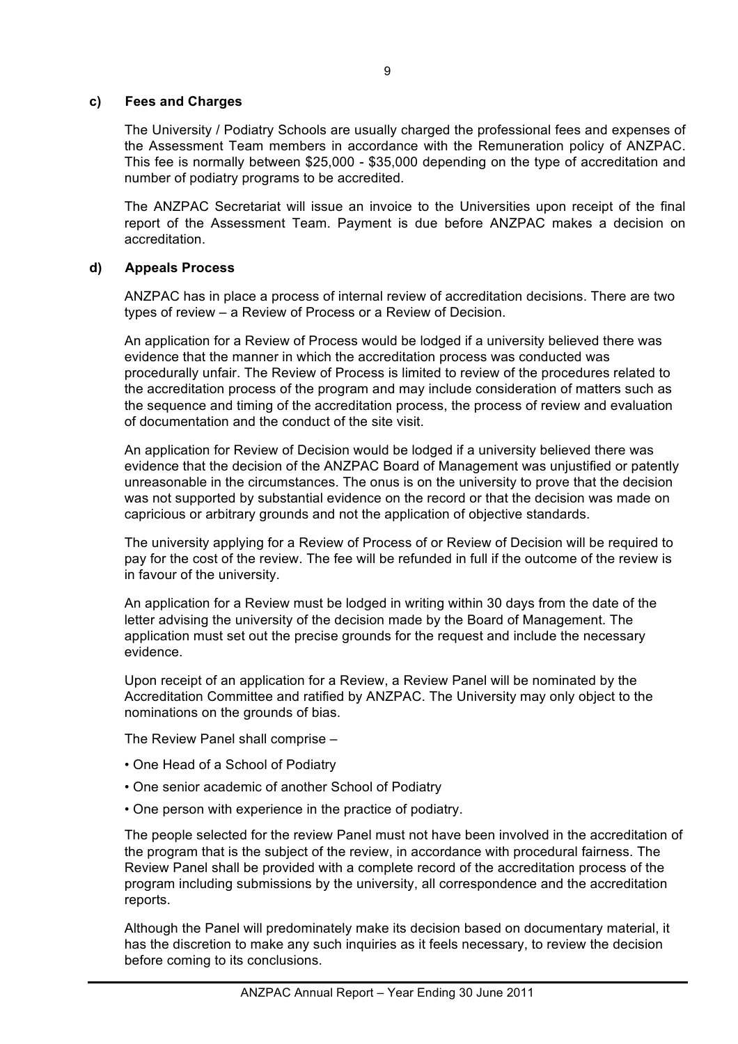#### c) Fees and Charges

The University / Podiatry Schools are usually charged the professional fees and expenses of the Assessment Team members in accordance with the Remuneration policy of ANZPAC. This fee is normally between $25,000 - $35,000 depending on the type of accreditation and number of podiatry programs to be accredited.

The ANZPAC Secretariat will issue an invoice to the Universities upon receipt of the final report of the Assessment Team. Payment is due before ANZPAC makes a decision on accreditation.

#### d) Appeals Process

ANZPAC has in place a process of internal review of accreditation decisions. There are two types of review – a Review of Process or a Review of Decision.

An application for a Review of Process would be lodged if a university believed there was evidence that the manner in which the accreditation process was conducted was procedurally unfair. The Review of Process is limited to review of the procedures related to the accreditation process of the program and may include consideration of matters such as the sequence and timing of the accreditation process, the process of review and evaluation of documentation and the conduct of the site visit.

An application for Review of Decision would be lodged if a university believed there was evidence that the decision of the ANZPAC Board of Management was unjustified or patently unreasonable in the circumstances. The onus is on the university to prove that the decision was not supported by substantial evidence on the record or that the decision was made on capricious or arbitrary grounds and not the application of objective standards.

The university applying for a Review of Process of or Review of Decision will be required to pay for the cost of the review. The fee will be refunded in full if the outcome of the review is in favour of the university.

An application for a Review must be lodged in writing within 30 days from the date of the letter advising the university of the decision made by the Board of Management. The application must set out the precise grounds for the request and include the necessary evidence.

Upon receipt of an application for a Review, a Review Panel will be nominated by the Accreditation Committee and ratified by ANZPAC. The University may only object to the nominations on the grounds of bias.

The Review Panel shall comprise –

- One Head of a School of Podiatry
- One senior academic of another School of Podiatry
- One person with experience in the practice of podiatry.

The people selected for the review Panel must not have been involved in the accreditation of the program that is the subject of the review, in accordance with procedural fairness. The Review Panel shall be provided with a complete record of the accreditation process of the program including submissions by the university, all correspondence and the accreditation reports.

Although the Panel will predominately make its decision based on documentary material, it has the discretion to make any such inquiries as it feels necessary, to review the decision before coming to its conclusions.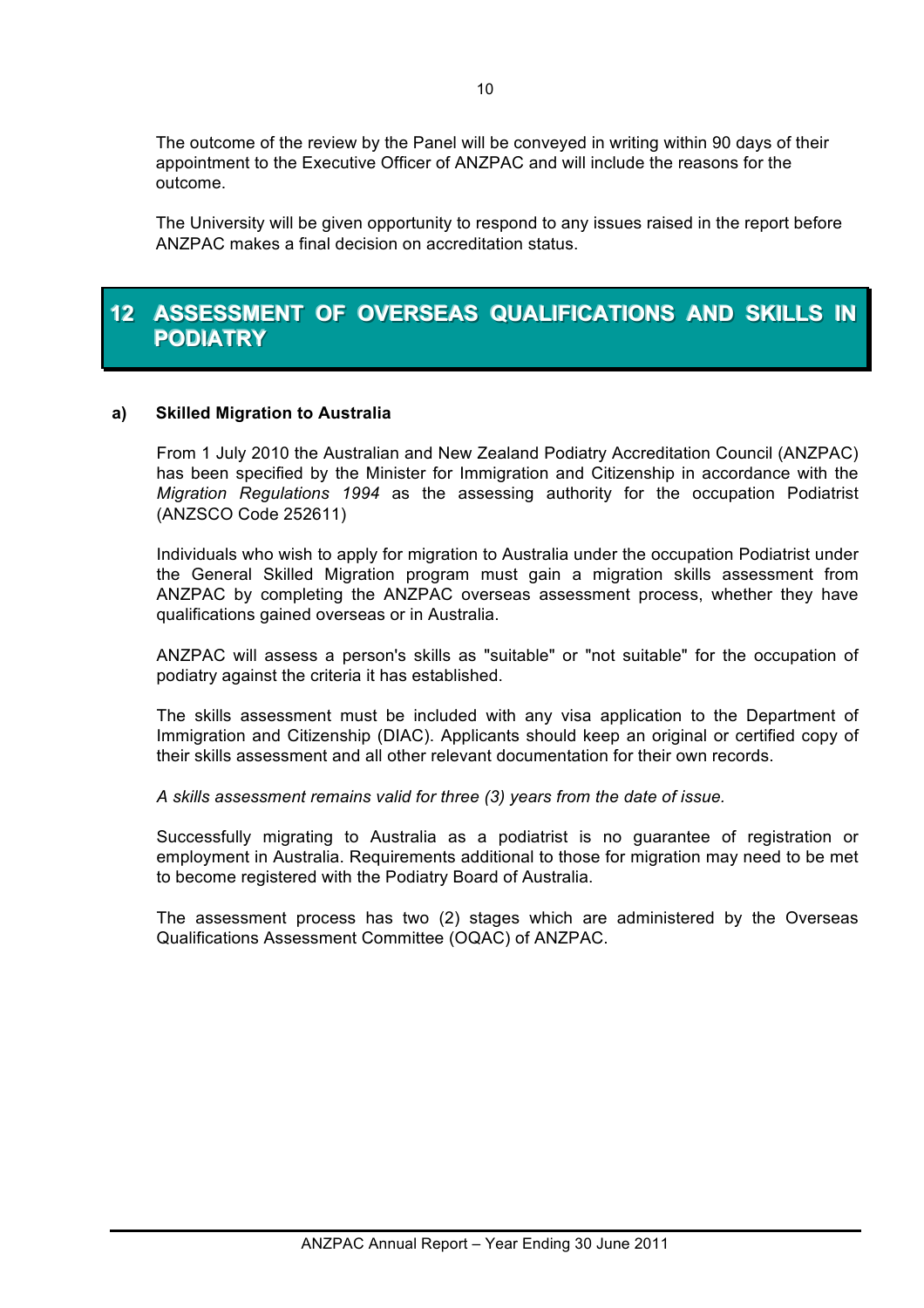The outcome of the review by the Panel will be conveyed in writing within 90 days of their appointment to the Executive Officer of ANZPAC and will include the reasons for the outcome.

The University will be given opportunity to respond to any issues raised in the report before ANZPAC makes a final decision on accreditation status.

# 12 ASSESSMENT OF OVERSEAS QUALIFICATIONS AND SKILLS IN PODIATRY

### a) Skilled Migration to Australia

From 1 July 2010 the Australian and New Zealand Podiatry Accreditation Council (ANZPAC) has been specified by the Minister for Immigration and Citizenship in accordance with the *Migration Regulations 1994* as the assessing authority for the occupation Podiatrist (ANZSCO Code 252611)

Individuals who wish to apply for migration to Australia under the occupation Podiatrist under the General Skilled Migration program must gain a migration skills assessment from ANZPAC by completing the ANZPAC overseas assessment process, whether they have qualifications gained overseas or in Australia.

ANZPAC will assess a person's skills as "suitable" or "not suitable" for the occupation of podiatry against the criteria it has established.

The skills assessment must be included with any visa application to the Department of Immigration and Citizenship (DIAC). Applicants should keep an original or certified copy of their skills assessment and all other relevant documentation for their own records.

*A skills assessment remains valid for three (3) years from the date of issue.*

Successfully migrating to Australia as a podiatrist is no guarantee of registration or employment in Australia. Requirements additional to those for migration may need to be met to become registered with the Podiatry Board of Australia.

The assessment process has two (2) stages which are administered by the Overseas Qualifications Assessment Committee (OQAC) of ANZPAC.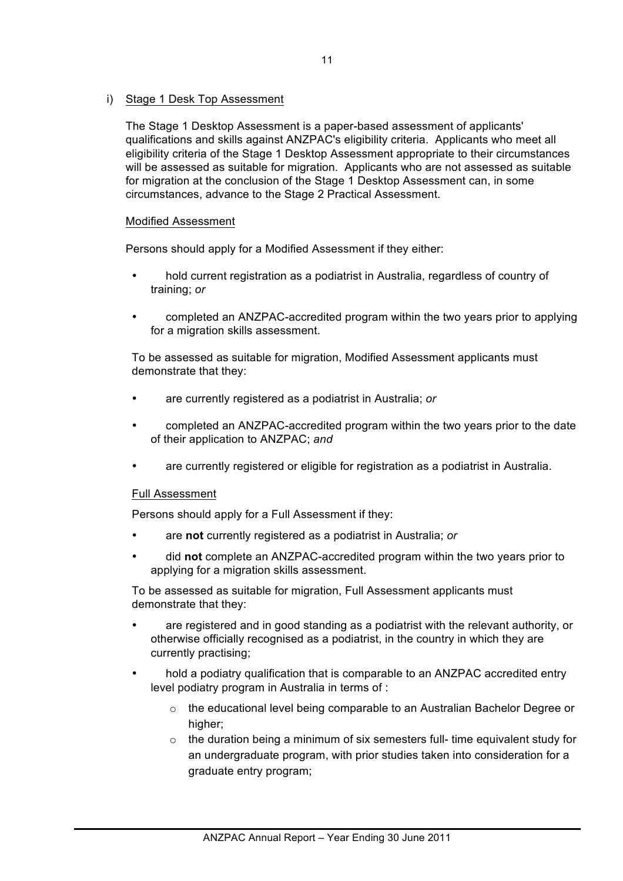i) Stage 1 Desk Top Assessment

The Stage 1 Desktop Assessment is a paper-based assessment of applicants' qualifications and skills against ANZPAC's eligibility criteria. Applicants who meet all eligibility criteria of the Stage 1 Desktop Assessment appropriate to their circumstances will be assessed as suitable for migration. Applicants who are not assessed as suitable for migration at the conclusion of the Stage 1 Desktop Assessment can, in some circumstances, advance to the Stage 2 Practical Assessment.

Modified Assessment

Persons should apply for a Modified Assessment if they either:

- hold current registration as a podiatrist in Australia, regardless of country of training; *or*
- completed an ANZPAC-accredited program within the two years prior to applying for a migration skills assessment.

To be assessed as suitable for migration, Modified Assessment applicants must demonstrate that they:

- are currently registered as a podiatrist in Australia; *or*
- completed an ANZPAC-accredited program within the two years prior to the date of their application to ANZPAC; *and*
- are currently registered or eligible for registration as a podiatrist in Australia.

Full Assessment

Persons should apply for a Full Assessment if they:

- are **not** currently registered as a podiatrist in Australia; *or*
- did **not** complete an ANZPAC-accredited program within the two years prior to applying for a migration skills assessment.

To be assessed as suitable for migration, Full Assessment applicants must demonstrate that they:

- are registered and in good standing as a podiatrist with the relevant authority, or otherwise officially recognised as a podiatrist, in the country in which they are currently practising;
- hold a podiatry qualification that is comparable to an ANZPAC accredited entry level podiatry program in Australia in terms of :
  - the educational level being comparable to an Australian Bachelor Degree or higher;
  - the duration being a minimum of six semesters full- time equivalent study for an undergraduate program, with prior studies taken into consideration for a graduate entry program;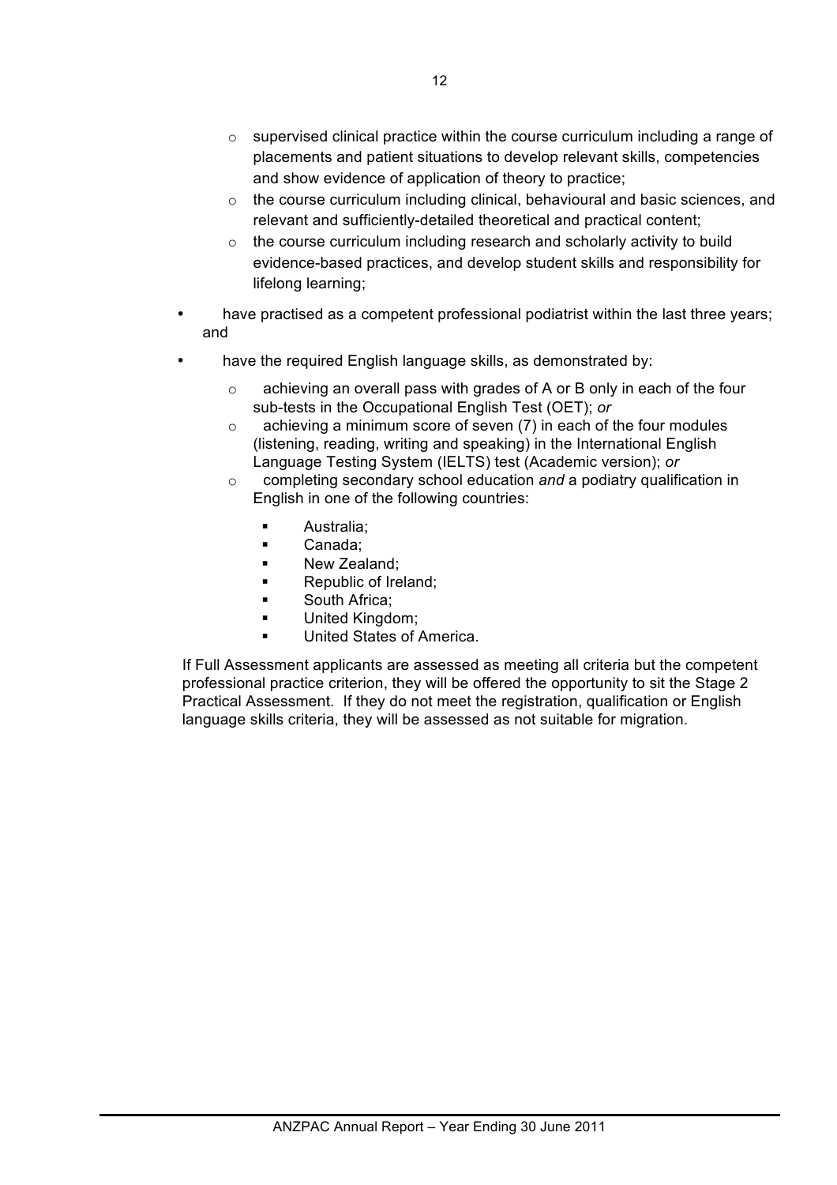- supervised clinical practice within the course curriculum including a range of placements and patient situations to develop relevant skills, competencies and show evidence of application of theory to practice;
  - the course curriculum including clinical, behavioural and basic sciences, and relevant and sufficiently-detailed theoretical and practical content;
  - the course curriculum including research and scholarly activity to build evidence-based practices, and develop student skills and responsibility for lifelong learning;
- have practised as a competent professional podiatrist within the last three years; and
- have the required English language skills, as demonstrated by:
  - achieving an overall pass with grades of A or B only in each of the four sub-tests in the Occupational English Test (OET); *or*
  - achieving a minimum score of seven (7) in each of the four modules (listening, reading, writing and speaking) in the International English Language Testing System (IELTS) test (Academic version); *or*
  - completing secondary school education *and* a podiatry qualification in English in one of the following countries:
    - Australia;
    - Canada;
    - New Zealand;
    - Republic of Ireland;
    - South Africa;
    - United Kingdom;
    - United States of America.

If Full Assessment applicants are assessed as meeting all criteria but the competent professional practice criterion, they will be offered the opportunity to sit the Stage 2 Practical Assessment. If they do not meet the registration, qualification or English language skills criteria, they will be assessed as not suitable for migration.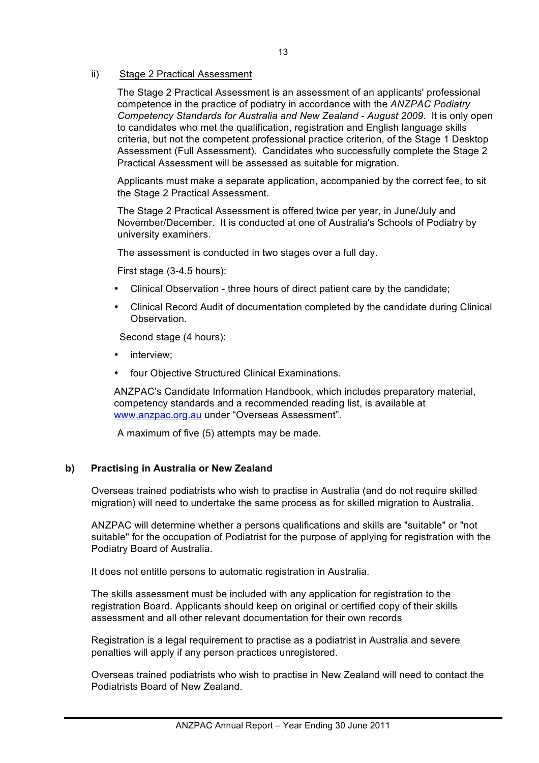ii) Stage 2 Practical Assessment

The Stage 2 Practical Assessment is an assessment of an applicants' professional competence in the practice of podiatry in accordance with the *ANZPAC Podiatry Competency Standards for Australia and New Zealand - August 2009*. It is only open to candidates who met the qualification, registration and English language skills criteria, but not the competent professional practice criterion, of the Stage 1 Desktop Assessment (Full Assessment). Candidates who successfully complete the Stage 2 Practical Assessment will be assessed as suitable for migration.

Applicants must make a separate application, accompanied by the correct fee, to sit the Stage 2 Practical Assessment.

The Stage 2 Practical Assessment is offered twice per year, in June/July and November/December. It is conducted at one of Australia's Schools of Podiatry by university examiners.

The assessment is conducted in two stages over a full day.

First stage (3-4.5 hours):

- Clinical Observation - three hours of direct patient care by the candidate;
- Clinical Record Audit of documentation completed by the candidate during Clinical Observation.

Second stage (4 hours):

- interview;
- four Objective Structured Clinical Examinations.

ANZPAC's Candidate Information Handbook, which includes preparatory material, competency standards and a recommended reading list, is available at www.anzpac.org.au under "Overseas Assessment".

A maximum of five (5) attempts may be made.

**b) Practising in Australia or New Zealand**

Overseas trained podiatrists who wish to practise in Australia (and do not require skilled migration) will need to undertake the same process as for skilled migration to Australia.

ANZPAC will determine whether a persons qualifications and skills are "suitable" or "not suitable" for the occupation of Podiatrist for the purpose of applying for registration with the Podiatry Board of Australia.

It does not entitle persons to automatic registration in Australia.

The skills assessment must be included with any application for registration to the registration Board. Applicants should keep on original or certified copy of their skills assessment and all other relevant documentation for their own records

Registration is a legal requirement to practise as a podiatrist in Australia and severe penalties will apply if any person practices unregistered.

Overseas trained podiatrists who wish to practise in New Zealand will need to contact the Podiatrists Board of New Zealand.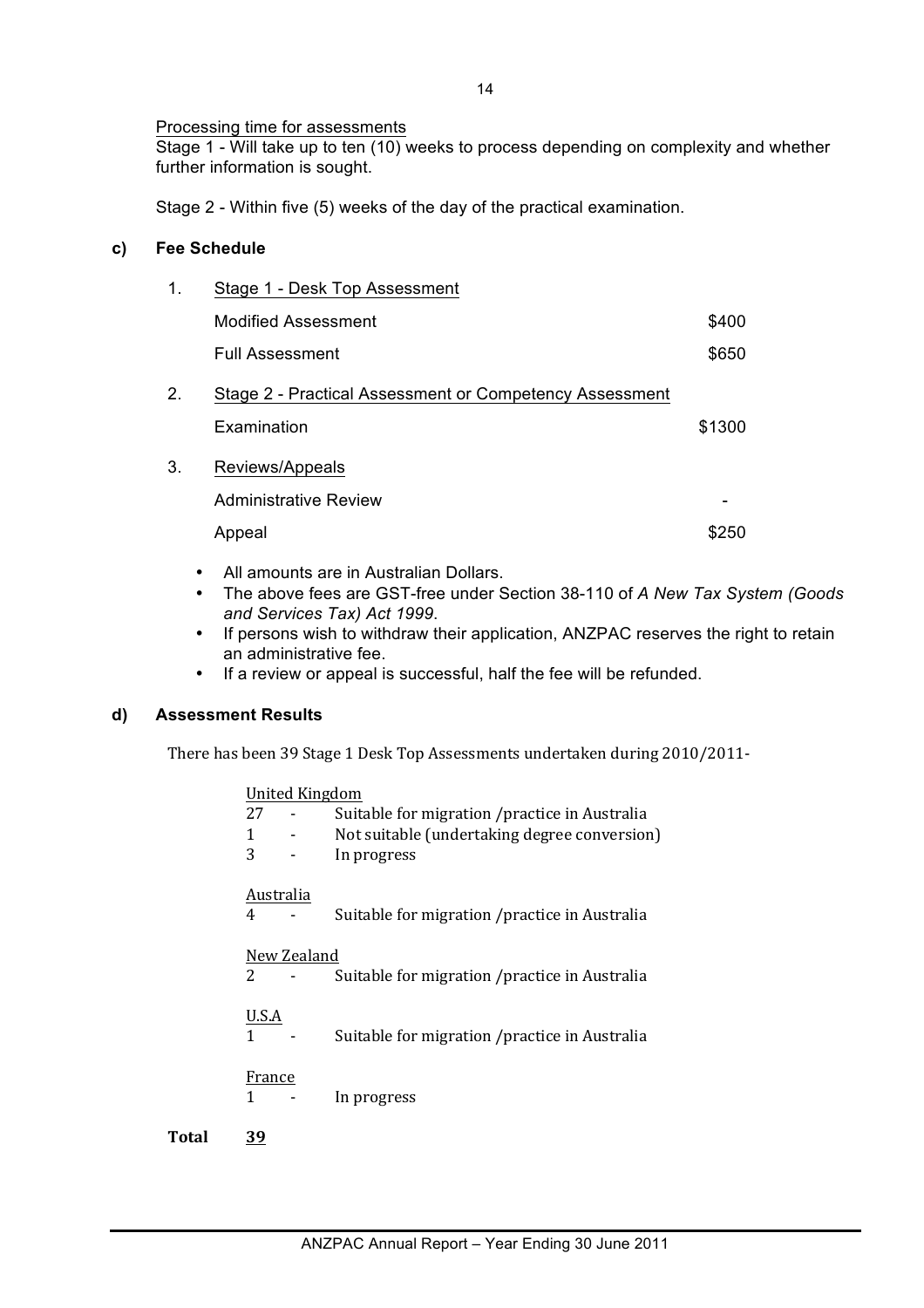Processing time for assessments

Stage 1 - Will take up to ten (10) weeks to process depending on complexity and whether further information is sought.

Stage 2 - Within five (5) weeks of the day of the practical examination.

**c) Fee Schedule**

1. Stage 1 - Desk Top Assessment

| | |
|---|---|
| Modified Assessment | $400 |
| Full Assessment | $650 |

2. Stage 2 - Practical Assessment or Competency Assessment

| | |
|---|---|
| Examination | $1300 |

3. Reviews/Appeals

| | |
|---|---|
| Administrative Review | - |
| Appeal | $250 |

- All amounts are in Australian Dollars.
- The above fees are GST-free under Section 38-110 of *A New Tax System (Goods and Services Tax) Act 1999*.
- If persons wish to withdraw their application, ANZPAC reserves the right to retain an administrative fee.
- If a review or appeal is successful, half the fee will be refunded.

**d) Assessment Results**

There has been 39 Stage 1 Desk Top Assessments undertaken during 2010/2011-

United Kingdom

27 - Suitable for migration /practice in Australia
1 - Not suitable (undertaking degree conversion)
3 - In progress

Australia

4 - Suitable for migration /practice in Australia

New Zealand

2 - Suitable for migration /practice in Australia

U.S.A

1 - Suitable for migration /practice in Australia

France

1 - In progress

**Total** **39**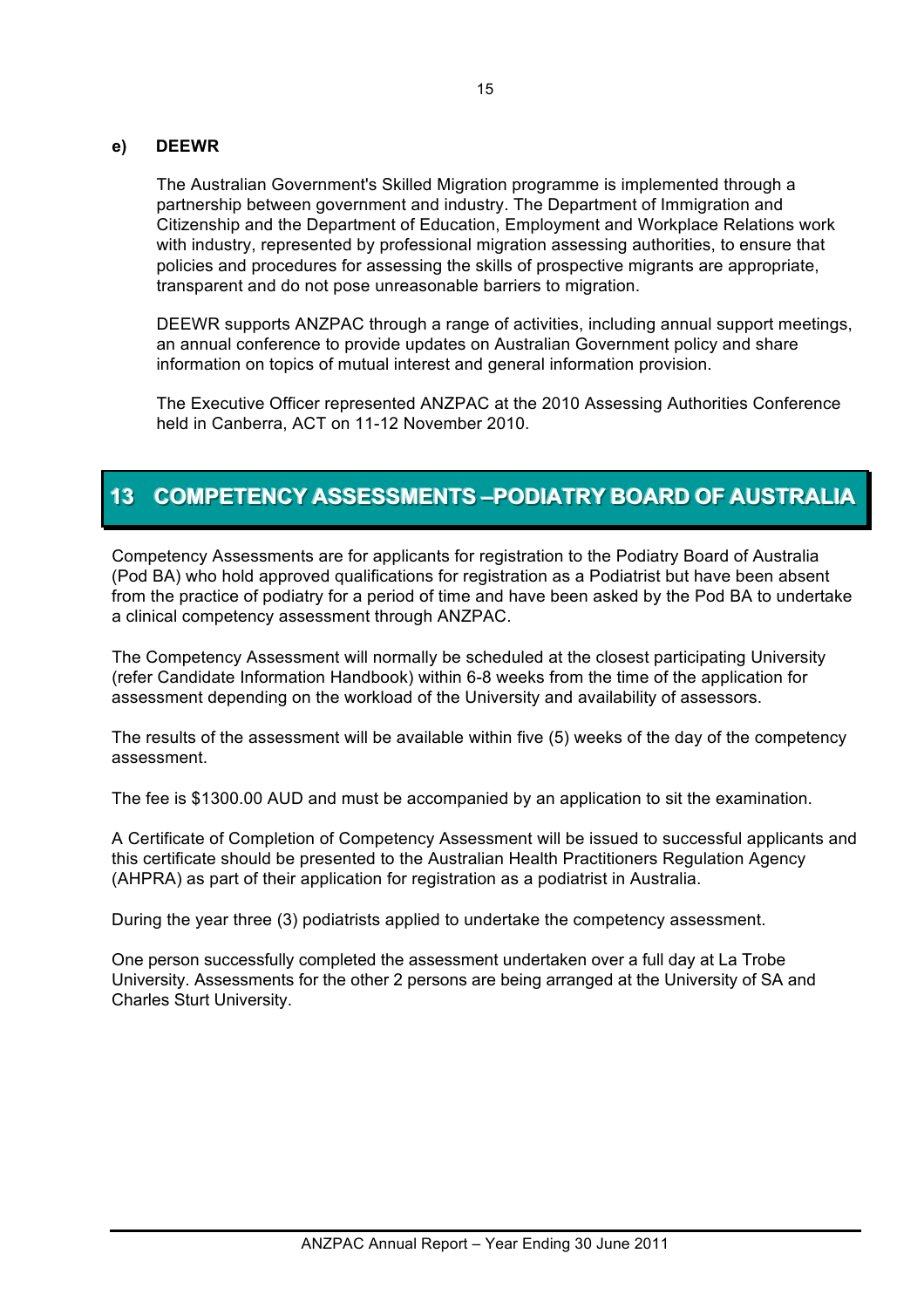#### e) DEEWR

The Australian Government's Skilled Migration programme is implemented through a partnership between government and industry. The Department of Immigration and Citizenship and the Department of Education, Employment and Workplace Relations work with industry, represented by professional migration assessing authorities, to ensure that policies and procedures for assessing the skills of prospective migrants are appropriate, transparent and do not pose unreasonable barriers to migration.

DEEWR supports ANZPAC through a range of activities, including annual support meetings, an annual conference to provide updates on Australian Government policy and share information on topics of mutual interest and general information provision.

The Executive Officer represented ANZPAC at the 2010 Assessing Authorities Conference held in Canberra, ACT on 11-12 November 2010.

## 13 COMPETENCY ASSESSMENTS –PODIATRY BOARD OF AUSTRALIA

Competency Assessments are for applicants for registration to the Podiatry Board of Australia (Pod BA) who hold approved qualifications for registration as a Podiatrist but have been absent from the practice of podiatry for a period of time and have been asked by the Pod BA to undertake a clinical competency assessment through ANZPAC.

The Competency Assessment will normally be scheduled at the closest participating University (refer Candidate Information Handbook) within 6-8 weeks from the time of the application for assessment depending on the workload of the University and availability of assessors.

The results of the assessment will be available within five (5) weeks of the day of the competency assessment.

The fee is $1300.00 AUD and must be accompanied by an application to sit the examination.

A Certificate of Completion of Competency Assessment will be issued to successful applicants and this certificate should be presented to the Australian Health Practitioners Regulation Agency (AHPRA) as part of their application for registration as a podiatrist in Australia.

During the year three (3) podiatrists applied to undertake the competency assessment.

One person successfully completed the assessment undertaken over a full day at La Trobe University. Assessments for the other 2 persons are being arranged at the University of SA and Charles Sturt University.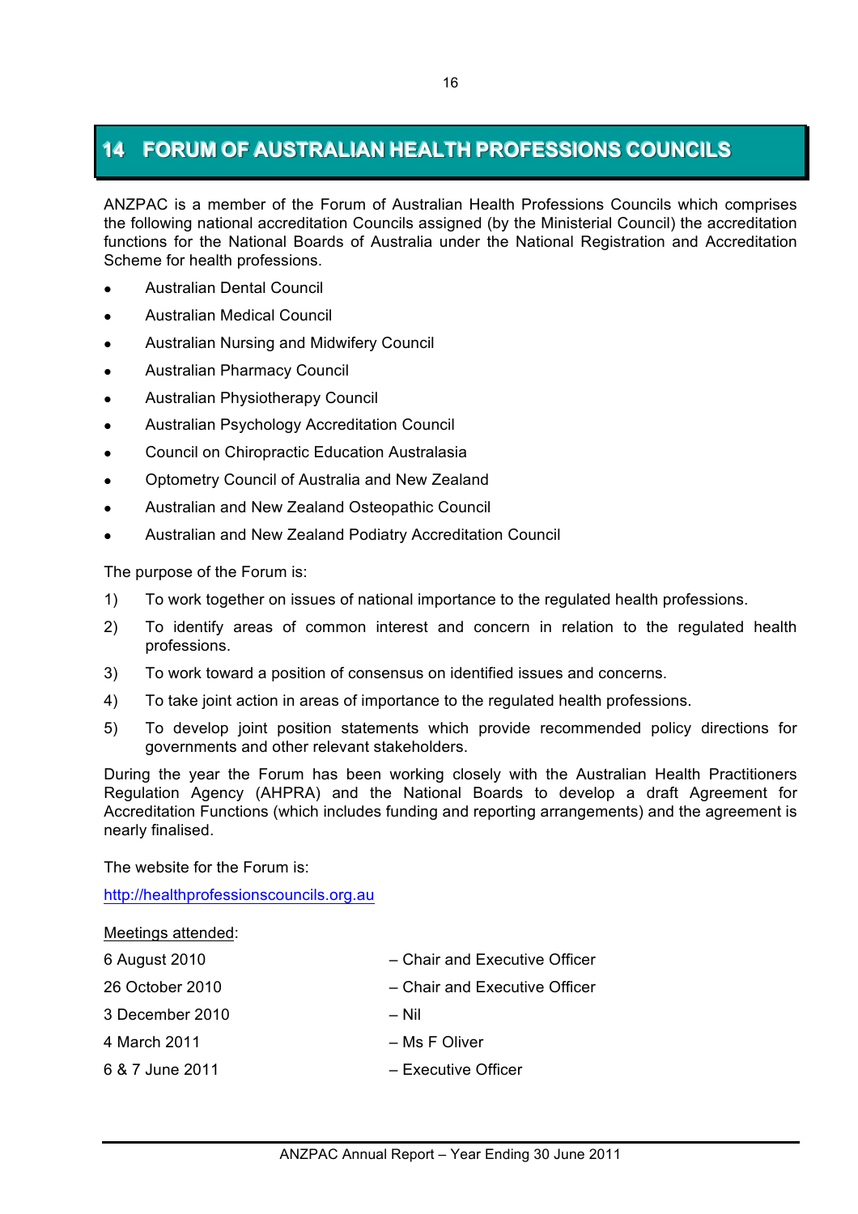# 14 FORUM OF AUSTRALIAN HEALTH PROFESSIONS COUNCILS

ANZPAC is a member of the Forum of Australian Health Professions Councils which comprises the following national accreditation Councils assigned (by the Ministerial Council) the accreditation functions for the National Boards of Australia under the National Registration and Accreditation Scheme for health professions.

- Australian Dental Council
- Australian Medical Council
- Australian Nursing and Midwifery Council
- Australian Pharmacy Council
- Australian Physiotherapy Council
- Australian Psychology Accreditation Council
- Council on Chiropractic Education Australasia
- Optometry Council of Australia and New Zealand
- Australian and New Zealand Osteopathic Council
- Australian and New Zealand Podiatry Accreditation Council

The purpose of the Forum is:

1) To work together on issues of national importance to the regulated health professions.
2) To identify areas of common interest and concern in relation to the regulated health professions.
3) To work toward a position of consensus on identified issues and concerns.
4) To take joint action in areas of importance to the regulated health professions.
5) To develop joint position statements which provide recommended policy directions for governments and other relevant stakeholders.

During the year the Forum has been working closely with the Australian Health Practitioners Regulation Agency (AHPRA) and the National Boards to develop a draft Agreement for Accreditation Functions (which includes funding and reporting arrangements) and the agreement is nearly finalised.

The website for the Forum is:

http://healthprofessionscouncils.org.au

Meetings attended:

| | |
|---|---|
| 6 August 2010 | – Chair and Executive Officer |
| 26 October 2010 | – Chair and Executive Officer |
| 3 December 2010 | – Nil |
| 4 March 2011 | – Ms F Oliver |
| 6 & 7 June 2011 | – Executive Officer |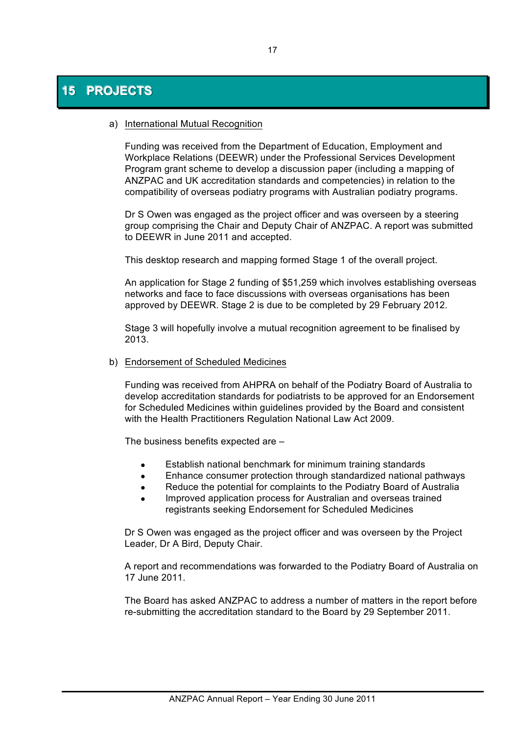# 15 PROJECTS

a) International Mutual Recognition

Funding was received from the Department of Education, Employment and Workplace Relations (DEEWR) under the Professional Services Development Program grant scheme to develop a discussion paper (including a mapping of ANZPAC and UK accreditation standards and competencies) in relation to the compatibility of overseas podiatry programs with Australian podiatry programs.

Dr S Owen was engaged as the project officer and was overseen by a steering group comprising the Chair and Deputy Chair of ANZPAC. A report was submitted to DEEWR in June 2011 and accepted.

This desktop research and mapping formed Stage 1 of the overall project.

An application for Stage 2 funding of $51,259 which involves establishing overseas networks and face to face discussions with overseas organisations has been approved by DEEWR. Stage 2 is due to be completed by 29 February 2012.

Stage 3 will hopefully involve a mutual recognition agreement to be finalised by 2013.

b) Endorsement of Scheduled Medicines

Funding was received from AHPRA on behalf of the Podiatry Board of Australia to develop accreditation standards for podiatrists to be approved for an Endorsement for Scheduled Medicines within guidelines provided by the Board and consistent with the Health Practitioners Regulation National Law Act 2009.

The business benefits expected are –

- Establish national benchmark for minimum training standards
- Enhance consumer protection through standardized national pathways
- Reduce the potential for complaints to the Podiatry Board of Australia
- Improved application process for Australian and overseas trained registrants seeking Endorsement for Scheduled Medicines

Dr S Owen was engaged as the project officer and was overseen by the Project Leader, Dr A Bird, Deputy Chair.

A report and recommendations was forwarded to the Podiatry Board of Australia on 17 June 2011.

The Board has asked ANZPAC to address a number of matters in the report before re-submitting the accreditation standard to the Board by 29 September 2011.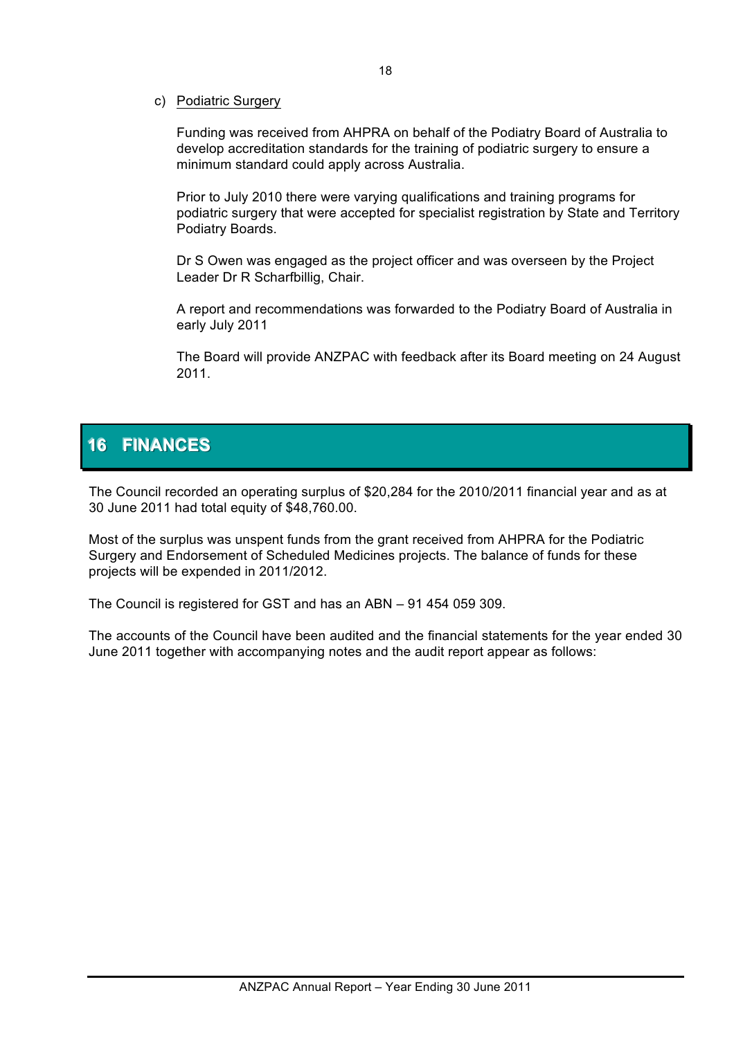c) Podiatric Surgery

Funding was received from AHPRA on behalf of the Podiatry Board of Australia to develop accreditation standards for the training of podiatric surgery to ensure a minimum standard could apply across Australia.

Prior to July 2010 there were varying qualifications and training programs for podiatric surgery that were accepted for specialist registration by State and Territory Podiatry Boards.

Dr S Owen was engaged as the project officer and was overseen by the Project Leader Dr R Scharfbillig, Chair.

A report and recommendations was forwarded to the Podiatry Board of Australia in early July 2011

The Board will provide ANZPAC with feedback after its Board meeting on 24 August 2011.

## 16 FINANCES

The Council recorded an operating surplus of $20,284 for the 2010/2011 financial year and as at 30 June 2011 had total equity of $48,760.00.

Most of the surplus was unspent funds from the grant received from AHPRA for the Podiatric Surgery and Endorsement of Scheduled Medicines projects. The balance of funds for these projects will be expended in 2011/2012.

The Council is registered for GST and has an ABN – 91 454 059 309.

The accounts of the Council have been audited and the financial statements for the year ended 30 June 2011 together with accompanying notes and the audit report appear as follows: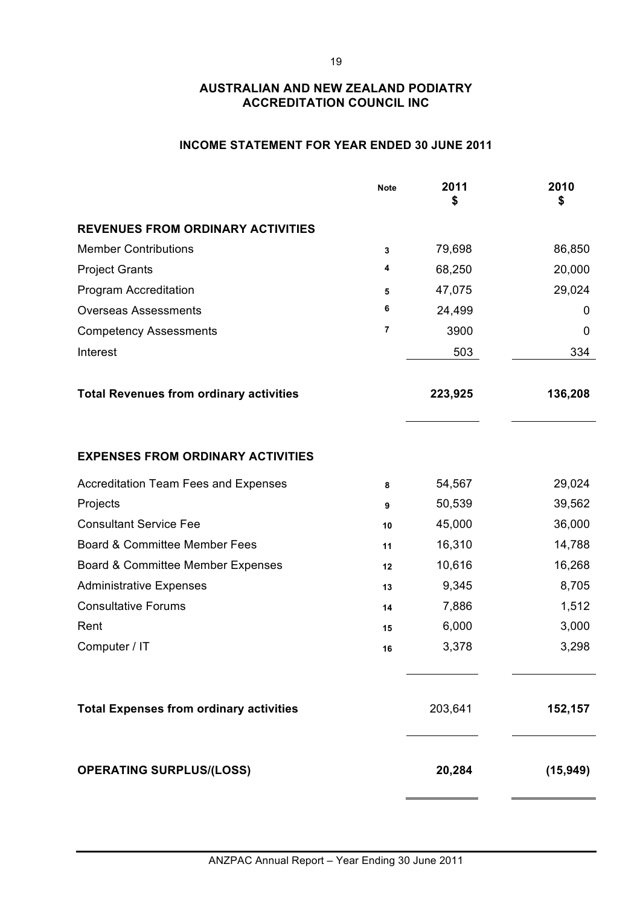## AUSTRALIAN AND NEW ZEALAND PODIATRY ACCREDITATION COUNCIL INC

### INCOME STATEMENT FOR YEAR ENDED 30 JUNE 2011

| | Note | 2011 $ | 2010 $ |
|---|---|---|---|
| **REVENUES FROM ORDINARY ACTIVITIES** | | | |
| Member Contributions | 3 | 79,698 | 86,850 |
| Project Grants | 4 | 68,250 | 20,000 |
| Program Accreditation | 5 | 47,075 | 29,024 |
| Overseas Assessments | 6 | 24,499 | 0 |
| Competency Assessments | 7 | 3900 | 0 |
| Interest | | 503 | 334 |
| **Total Revenues from ordinary activities** | | **223,925** | **136,208** |
| **EXPENSES FROM ORDINARY ACTIVITIES** | | | |
| Accreditation Team Fees and Expenses | 8 | 54,567 | 29,024 |
| Projects | 9 | 50,539 | 39,562 |
| Consultant Service Fee | 10 | 45,000 | 36,000 |
| Board & Committee Member Fees | 11 | 16,310 | 14,788 |
| Board & Committee Member Expenses | 12 | 10,616 | 16,268 |
| Administrative Expenses | 13 | 9,345 | 8,705 |
| Consultative Forums | 14 | 7,886 | 1,512 |
| Rent | 15 | 6,000 | 3,000 |
| Computer / IT | 16 | 3,378 | 3,298 |
| **Total Expenses from ordinary activities** | | 203,641 | **152,157** |
| **OPERATING SURPLUS/(LOSS)** | | **20,284** | **(15,949)** |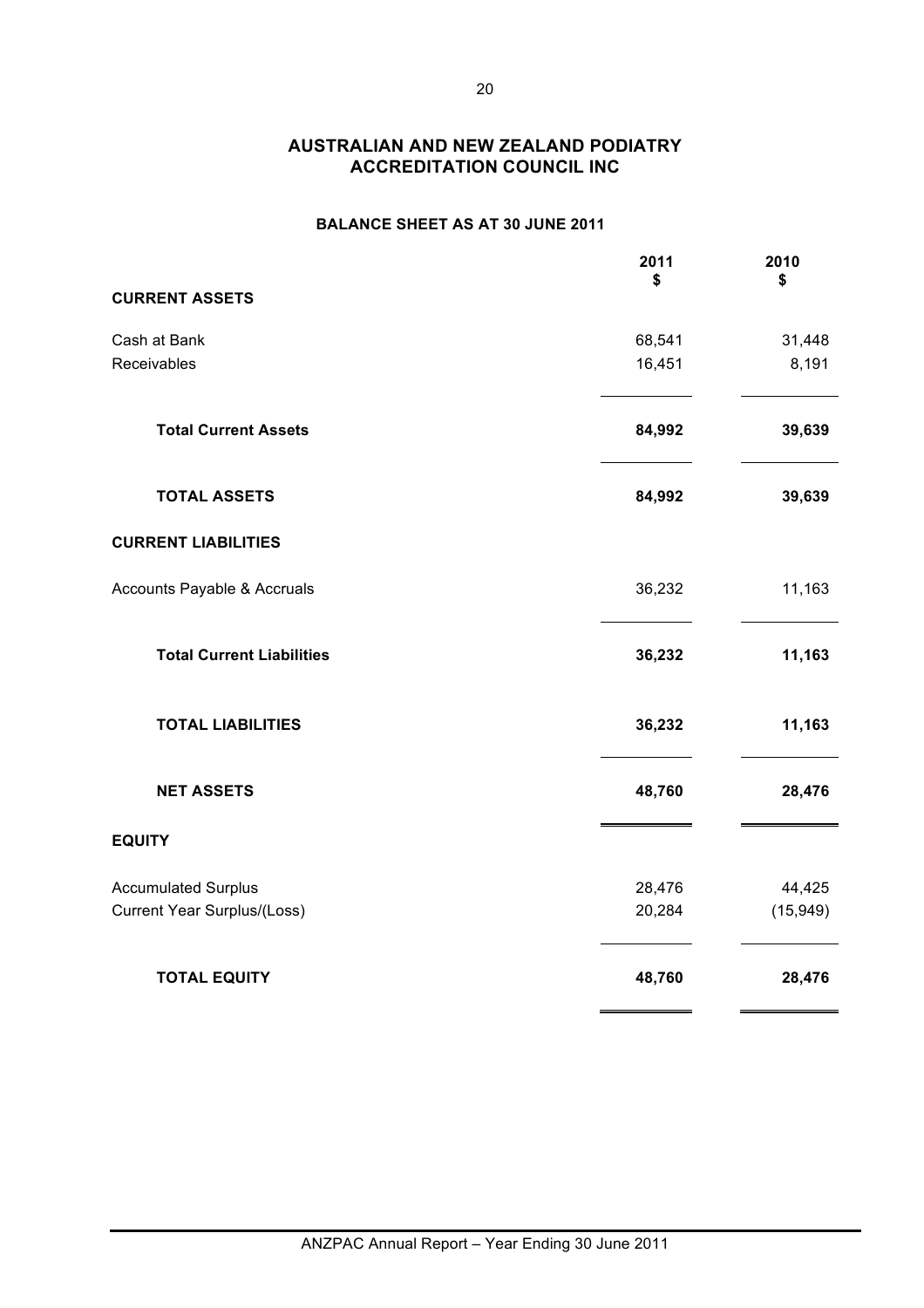# AUSTRALIAN AND NEW ZEALAND PODIATRY ACCREDITATION COUNCIL INC

## BALANCE SHEET AS AT 30 JUNE 2011

| | 2011 $ | 2010 $ |
|---|---|---|
| **CURRENT ASSETS** | | |
| Cash at Bank | 68,541 | 31,448 |
| Receivables | 16,451 | 8,191 |
| **Total Current Assets** | **84,992** | **39,639** |
| **TOTAL ASSETS** | **84,992** | **39,639** |
| **CURRENT LIABILITIES** | | |
| Accounts Payable & Accruals | 36,232 | 11,163 |
| **Total Current Liabilities** | **36,232** | **11,163** |
| **TOTAL LIABILITIES** | **36,232** | **11,163** |
| **NET ASSETS** | **48,760** | **28,476** |
| **EQUITY** | | |
| Accumulated Surplus | 28,476 | 44,425 |
| Current Year Surplus/(Loss) | 20,284 | (15,949) |
| **TOTAL EQUITY** | **48,760** | **28,476** |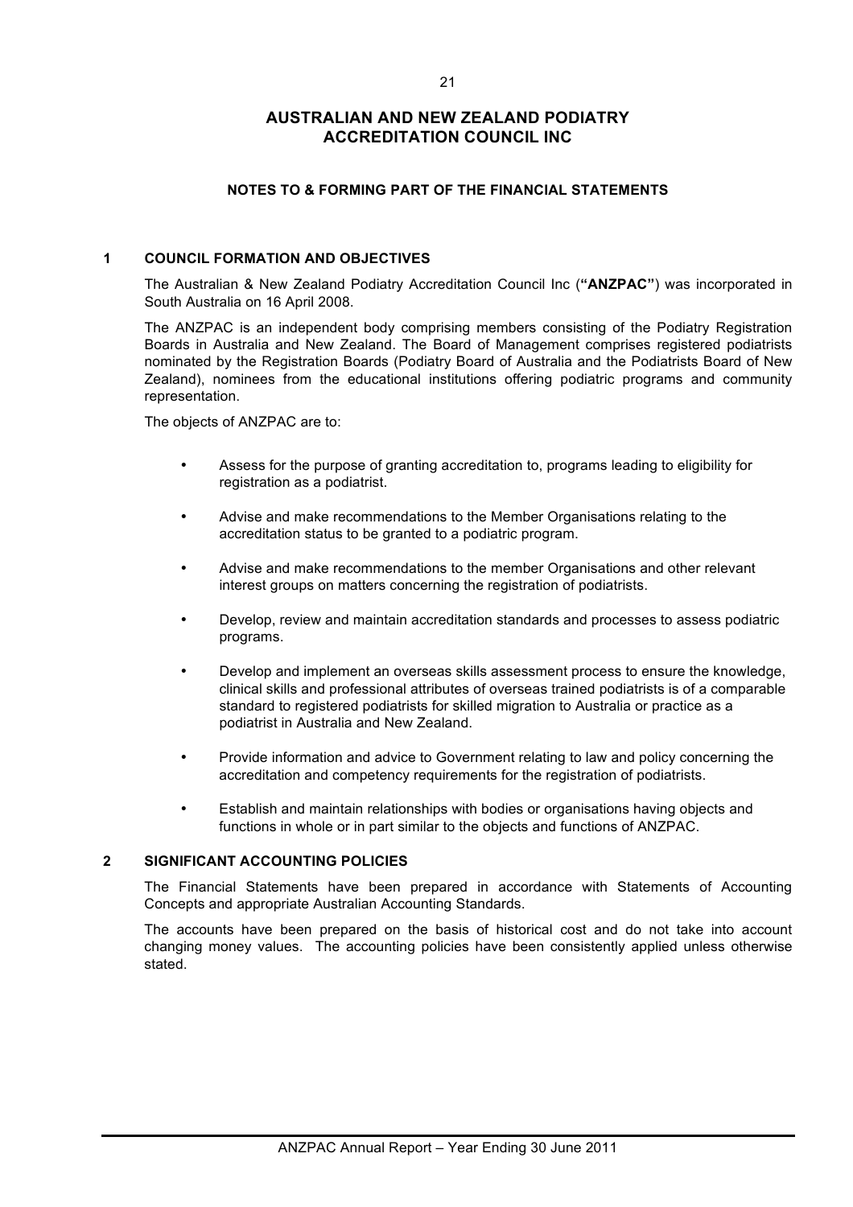# AUSTRALIAN AND NEW ZEALAND PODIATRY ACCREDITATION COUNCIL INC

## NOTES TO & FORMING PART OF THE FINANCIAL STATEMENTS

### 1 COUNCIL FORMATION AND OBJECTIVES

The Australian & New Zealand Podiatry Accreditation Council Inc (**"ANZPAC"**) was incorporated in South Australia on 16 April 2008.

The ANZPAC is an independent body comprising members consisting of the Podiatry Registration Boards in Australia and New Zealand. The Board of Management comprises registered podiatrists nominated by the Registration Boards (Podiatry Board of Australia and the Podiatrists Board of New Zealand), nominees from the educational institutions offering podiatric programs and community representation.

The objects of ANZPAC are to:

- Assess for the purpose of granting accreditation to, programs leading to eligibility for registration as a podiatrist.
- Advise and make recommendations to the Member Organisations relating to the accreditation status to be granted to a podiatric program.
- Advise and make recommendations to the member Organisations and other relevant interest groups on matters concerning the registration of podiatrists.
- Develop, review and maintain accreditation standards and processes to assess podiatric programs.
- Develop and implement an overseas skills assessment process to ensure the knowledge, clinical skills and professional attributes of overseas trained podiatrists is of a comparable standard to registered podiatrists for skilled migration to Australia or practice as a podiatrist in Australia and New Zealand.
- Provide information and advice to Government relating to law and policy concerning the accreditation and competency requirements for the registration of podiatrists.
- Establish and maintain relationships with bodies or organisations having objects and functions in whole or in part similar to the objects and functions of ANZPAC.

### 2 SIGNIFICANT ACCOUNTING POLICIES

The Financial Statements have been prepared in accordance with Statements of Accounting Concepts and appropriate Australian Accounting Standards.

The accounts have been prepared on the basis of historical cost and do not take into account changing money values. The accounting policies have been consistently applied unless otherwise stated.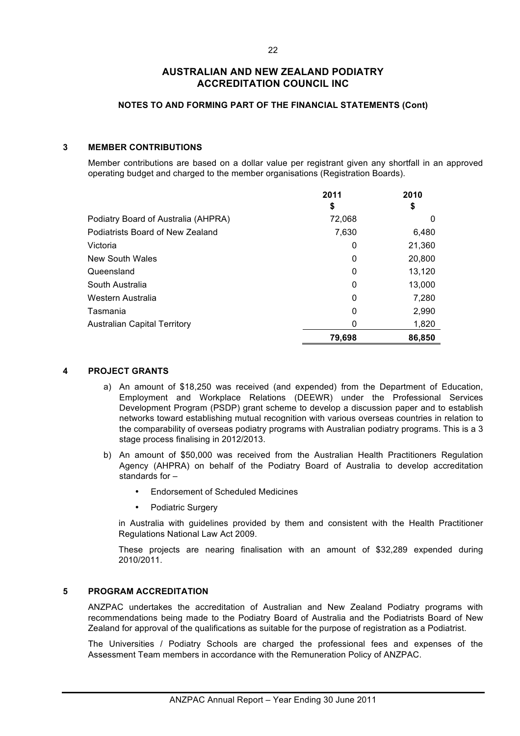# AUSTRALIAN AND NEW ZEALAND PODIATRY ACCREDITATION COUNCIL INC

## NOTES TO AND FORMING PART OF THE FINANCIAL STATEMENTS (Cont)

### 3 MEMBER CONTRIBUTIONS

Member contributions are based on a dollar value per registrant given any shortfall in an approved operating budget and charged to the member organisations (Registration Boards).

| | 2011 $ | 2010 $ |
|---|---|---|
| Podiatry Board of Australia (AHPRA) | 72,068 | 0 |
| Podiatrists Board of New Zealand | 7,630 | 6,480 |
| Victoria | 0 | 21,360 |
| New South Wales | 0 | 20,800 |
| Queensland | 0 | 13,120 |
| South Australia | 0 | 13,000 |
| Western Australia | 0 | 7,280 |
| Tasmania | 0 | 2,990 |
| Australian Capital Territory | 0 | 1,820 |
| | **79,698** | **86,850** |

### 4 PROJECT GRANTS

a) An amount of $18,250 was received (and expended) from the Department of Education, Employment and Workplace Relations (DEEWR) under the Professional Services Development Program (PSDP) grant scheme to develop a discussion paper and to establish networks toward establishing mutual recognition with various overseas countries in relation to the comparability of overseas podiatry programs with Australian podiatry programs. This is a 3 stage process finalising in 2012/2013.

b) An amount of $50,000 was received from the Australian Health Practitioners Regulation Agency (AHPRA) on behalf of the Podiatry Board of Australia to develop accreditation standards for –

- Endorsement of Scheduled Medicines
- Podiatric Surgery

in Australia with guidelines provided by them and consistent with the Health Practitioner Regulations National Law Act 2009.

These projects are nearing finalisation with an amount of $32,289 expended during 2010/2011.

### 5 PROGRAM ACCREDITATION

ANZPAC undertakes the accreditation of Australian and New Zealand Podiatry programs with recommendations being made to the Podiatry Board of Australia and the Podiatrists Board of New Zealand for approval of the qualifications as suitable for the purpose of registration as a Podiatrist.

The Universities / Podiatry Schools are charged the professional fees and expenses of the Assessment Team members in accordance with the Remuneration Policy of ANZPAC.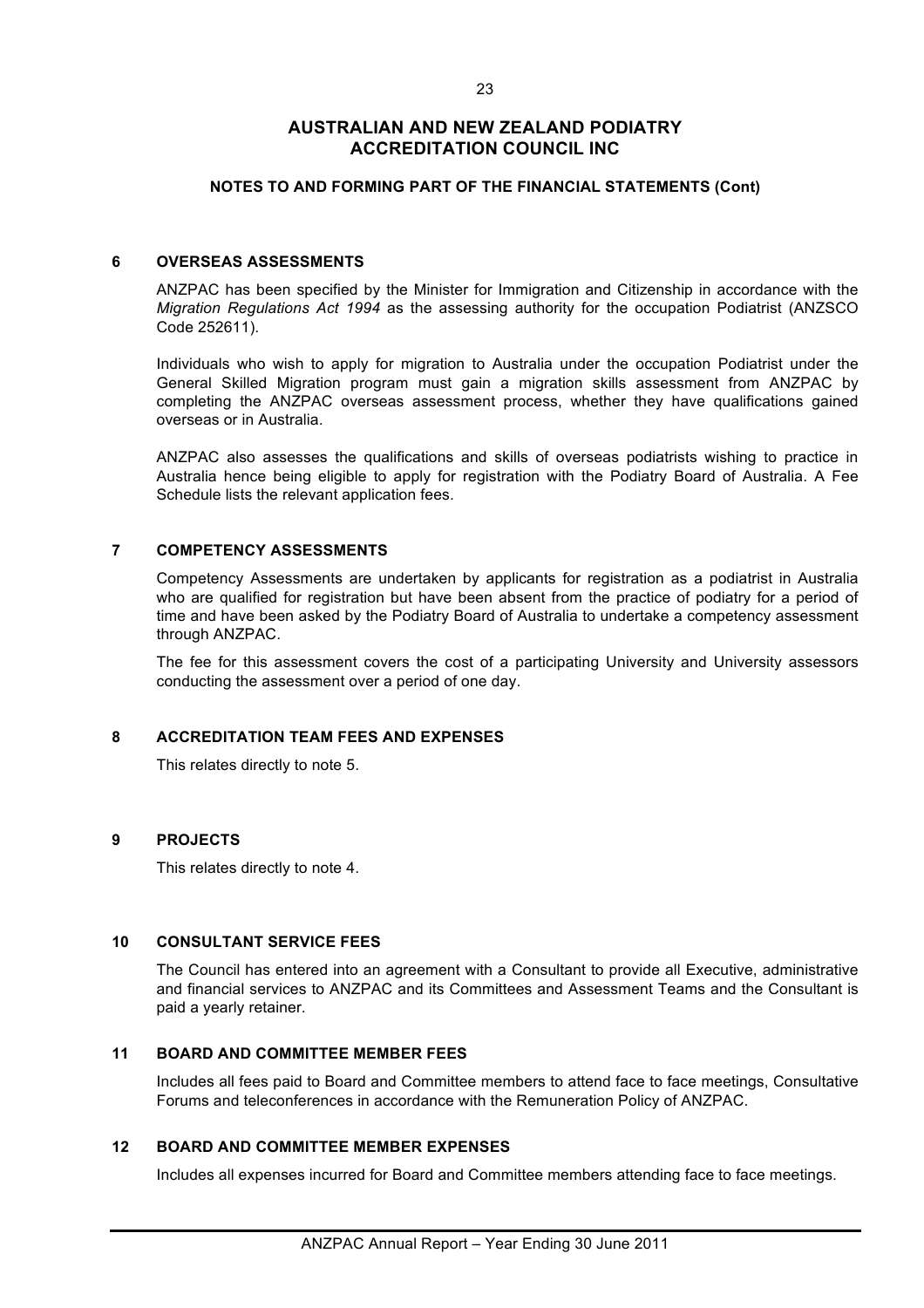# AUSTRALIAN AND NEW ZEALAND PODIATRY ACCREDITATION COUNCIL INC

## NOTES TO AND FORMING PART OF THE FINANCIAL STATEMENTS (Cont)

### 6 OVERSEAS ASSESSMENTS

ANZPAC has been specified by the Minister for Immigration and Citizenship in accordance with the *Migration Regulations Act 1994* as the assessing authority for the occupation Podiatrist (ANZSCO Code 252611).

Individuals who wish to apply for migration to Australia under the occupation Podiatrist under the General Skilled Migration program must gain a migration skills assessment from ANZPAC by completing the ANZPAC overseas assessment process, whether they have qualifications gained overseas or in Australia.

ANZPAC also assesses the qualifications and skills of overseas podiatrists wishing to practice in Australia hence being eligible to apply for registration with the Podiatry Board of Australia. A Fee Schedule lists the relevant application fees.

### 7 COMPETENCY ASSESSMENTS

Competency Assessments are undertaken by applicants for registration as a podiatrist in Australia who are qualified for registration but have been absent from the practice of podiatry for a period of time and have been asked by the Podiatry Board of Australia to undertake a competency assessment through ANZPAC.

The fee for this assessment covers the cost of a participating University and University assessors conducting the assessment over a period of one day.

### 8 ACCREDITATION TEAM FEES AND EXPENSES

This relates directly to note 5.

### 9 PROJECTS

This relates directly to note 4.

### 10 CONSULTANT SERVICE FEES

The Council has entered into an agreement with a Consultant to provide all Executive, administrative and financial services to ANZPAC and its Committees and Assessment Teams and the Consultant is paid a yearly retainer.

### 11 BOARD AND COMMITTEE MEMBER FEES

Includes all fees paid to Board and Committee members to attend face to face meetings, Consultative Forums and teleconferences in accordance with the Remuneration Policy of ANZPAC.

### 12 BOARD AND COMMITTEE MEMBER EXPENSES

Includes all expenses incurred for Board and Committee members attending face to face meetings.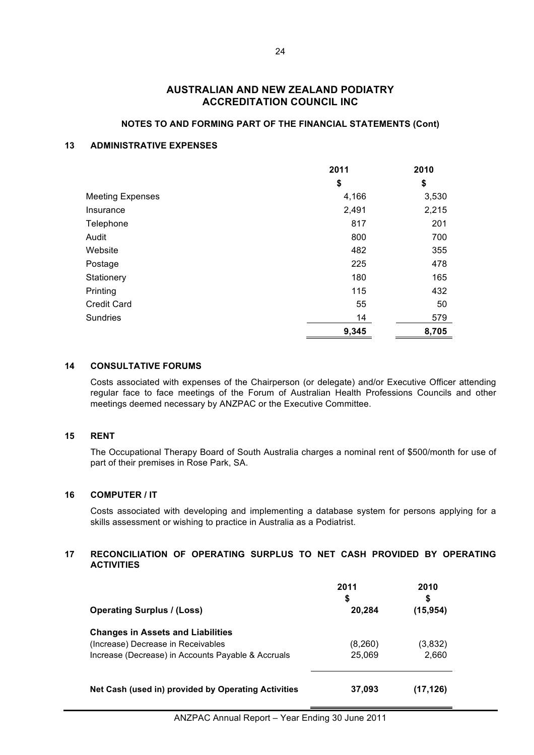# AUSTRALIAN AND NEW ZEALAND PODIATRY ACCREDITATION COUNCIL INC

### NOTES TO AND FORMING PART OF THE FINANCIAL STATEMENTS (Cont)

## 13 ADMINISTRATIVE EXPENSES

| | 2011 | 2010 |
|---|---|---|
| | $ | $ |
| Meeting Expenses | 4,166 | 3,530 |
| Insurance | 2,491 | 2,215 |
| Telephone | 817 | 201 |
| Audit | 800 | 700 |
| Website | 482 | 355 |
| Postage | 225 | 478 |
| Stationery | 180 | 165 |
| Printing | 115 | 432 |
| Credit Card | 55 | 50 |
| Sundries | 14 | 579 |
| | **9,345** | **8,705** |

## 14 CONSULTATIVE FORUMS

Costs associated with expenses of the Chairperson (or delegate) and/or Executive Officer attending regular face to face meetings of the Forum of Australian Health Professions Councils and other meetings deemed necessary by ANZPAC or the Executive Committee.

## 15 RENT

The Occupational Therapy Board of South Australia charges a nominal rent of $500/month for use of part of their premises in Rose Park, SA.

## 16 COMPUTER / IT

Costs associated with developing and implementing a database system for persons applying for a skills assessment or wishing to practice in Australia as a Podiatrist.

## 17 RECONCILIATION OF OPERATING SURPLUS TO NET CASH PROVIDED BY OPERATING ACTIVITIES

| | 2011 | 2010 |
|---|---|---|
| | $ | $ |
| **Operating Surplus / (Loss)** | **20,284** | **(15,954)** |
| **Changes in Assets and Liabilities** | | |
| (Increase) Decrease in Receivables | (8,260) | (3,832) |
| Increase (Decrease) in Accounts Payable & Accruals | 25,069 | 2,660 |
| **Net Cash (used in) provided by Operating Activities** | **37,093** | **(17,126)** |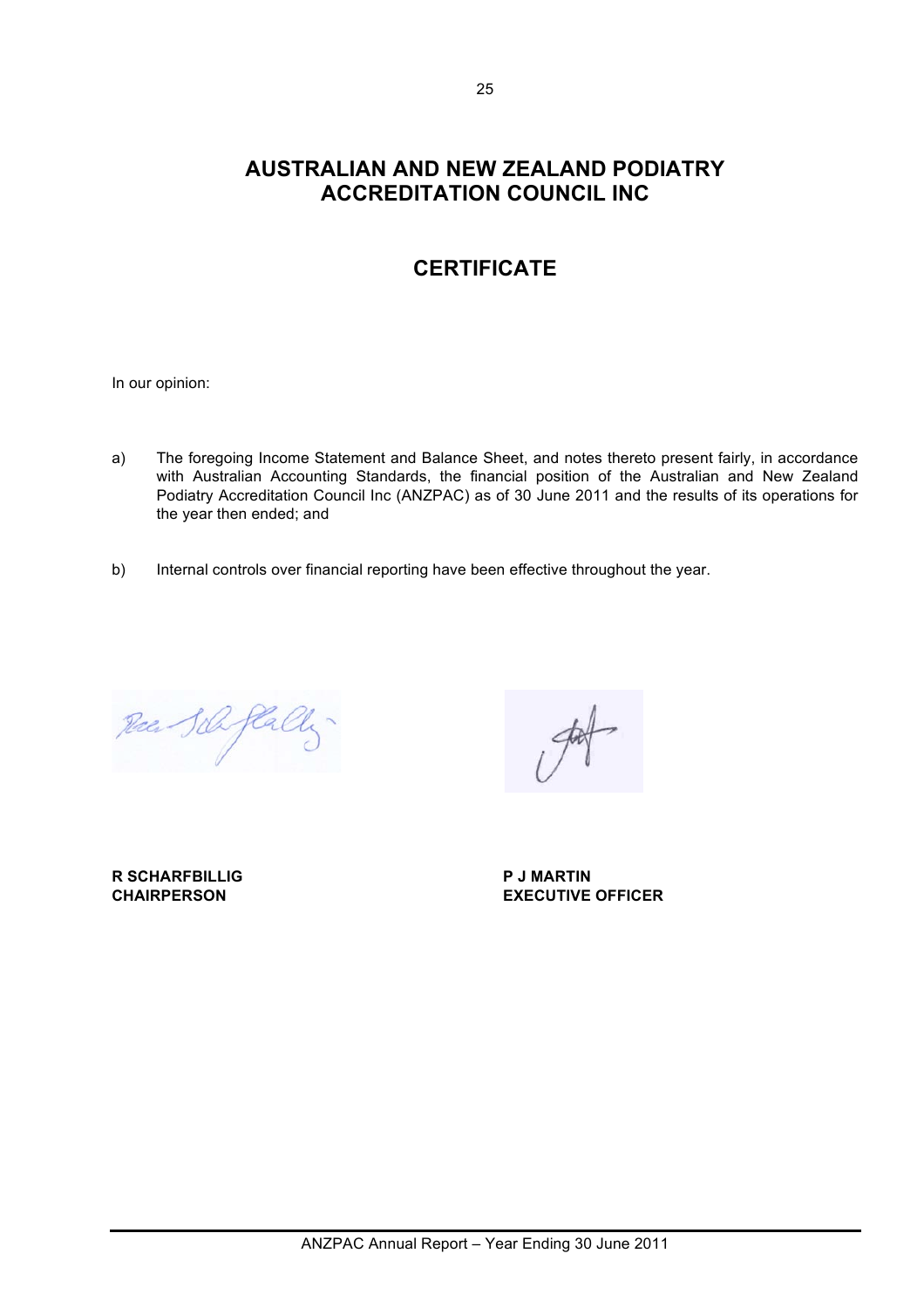# AUSTRALIAN AND NEW ZEALAND PODIATRY ACCREDITATION COUNCIL INC

## CERTIFICATE

In our opinion:

a) The foregoing Income Statement and Balance Sheet, and notes thereto present fairly, in accordance with Australian Accounting Standards, the financial position of the Australian and New Zealand Podiatry Accreditation Council Inc (ANZPAC) as of 30 June 2011 and the results of its operations for the year then ended; and

b) Internal controls over financial reporting have been effective throughout the year.

**R SCHARFBILLIG**
**CHAIRPERSON**

**P J MARTIN**
**EXECUTIVE OFFICER**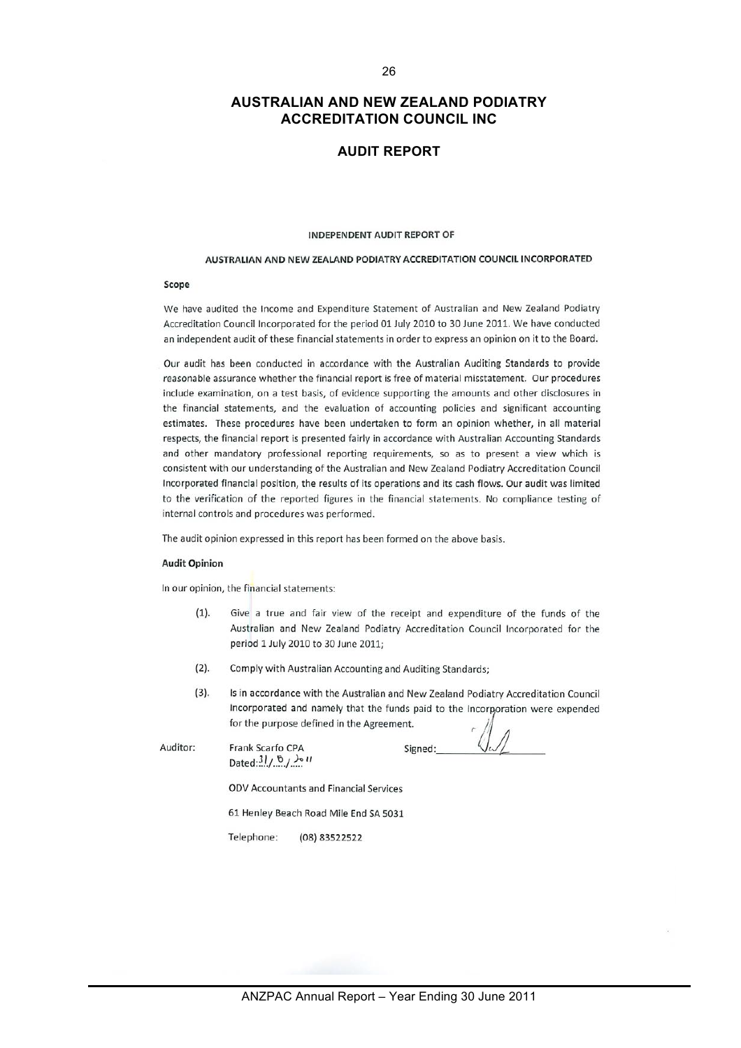# AUSTRALIAN AND NEW ZEALAND PODIATRY ACCREDITATION COUNCIL INC

## AUDIT REPORT

**INDEPENDENT AUDIT REPORT OF**

**AUSTRALIAN AND NEW ZEALAND PODIATRY ACCREDITATION COUNCIL INCORPORATED**

**Scope**

We have audited the Income and Expenditure Statement of Australian and New Zealand Podiatry Accreditation Council Incorporated for the period 01 July 2010 to 30 June 2011. We have conducted an independent audit of these financial statements in order to express an opinion on it to the Board.

Our audit has been conducted in accordance with the Australian Auditing Standards to provide reasonable assurance whether the financial report is free of material misstatement. Our procedures include examination, on a test basis, of evidence supporting the amounts and other disclosures in the financial statements, and the evaluation of accounting policies and significant accounting estimates. These procedures have been undertaken to form an opinion whether, in all material respects, the financial report is presented fairly in accordance with Australian Accounting Standards and other mandatory professional reporting requirements, so as to present a view which is consistent with our understanding of the Australian and New Zealand Podiatry Accreditation Council Incorporated financial position, the results of its operations and its cash flows. Our audit was limited to the verification of the reported figures in the financial statements. No compliance testing of internal controls and procedures was performed.

The audit opinion expressed in this report has been formed on the above basis.

**Audit Opinion**

In our opinion, the financial statements:

(1). Give a true and fair view of the receipt and expenditure of the funds of the Australian and New Zealand Podiatry Accreditation Council Incorporated for the period 1 July 2010 to 30 June 2011;

(2). Comply with Australian Accounting and Auditing Standards;

(3). Is in accordance with the Australian and New Zealand Podiatry Accreditation Council Incorporated and namely that the funds paid to the Incorporation were expended for the purpose defined in the Agreement.

Auditor: Frank Scarfo CPA
Dated: 31/8/2011

Signed: ____________

ODV Accountants and Financial Services

61 Henley Beach Road Mile End SA 5031

Telephone: (08) 83522522